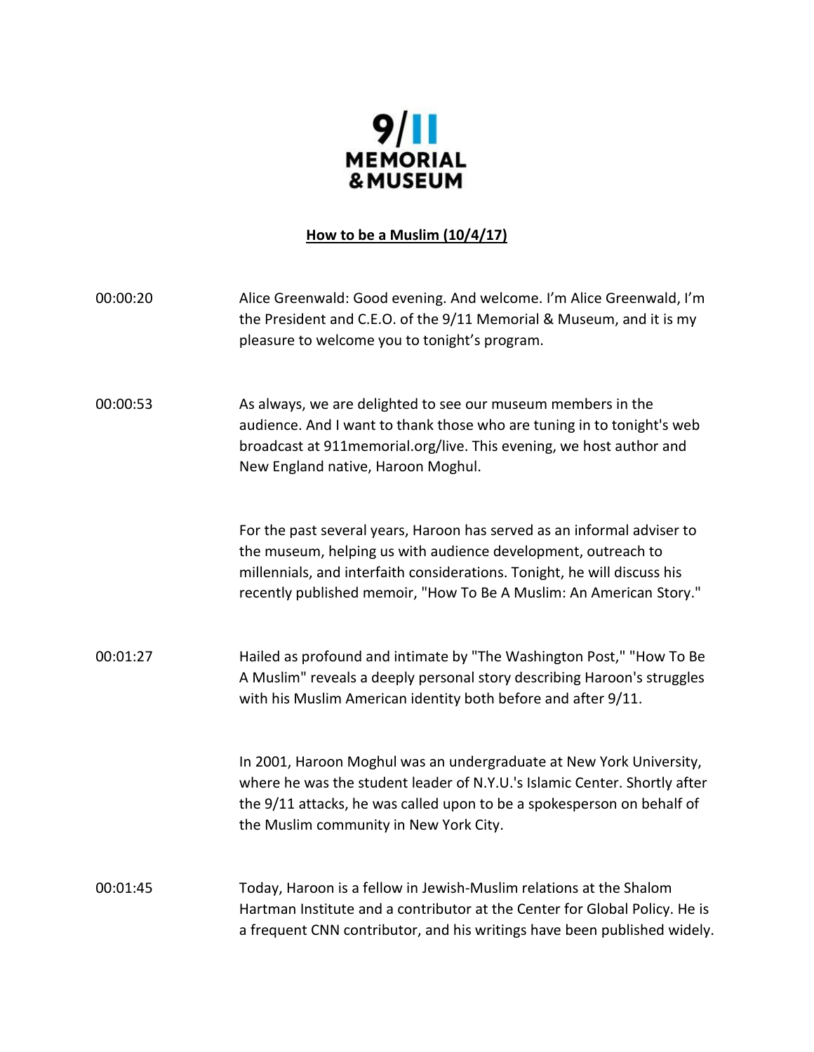9/11 MEMORIAL & MUSEUM

**How to be a Muslim (10/4/17)**

00:00:20 Alice Greenwald: Good evening. And welcome. I'm Alice Greenwald, I'm the President and C.E.O. of the 9/11 Memorial & Museum, and it is my pleasure to welcome you to tonight's program.

00:00:53 As always, we are delighted to see our museum members in the audience. And I want to thank those who are tuning in to tonight's web broadcast at 911memorial.org/live. This evening, we host author and New England native, Haroon Moghul.

For the past several years, Haroon has served as an informal adviser to the museum, helping us with audience development, outreach to millennials, and interfaith considerations. Tonight, he will discuss his recently published memoir, "How To Be A Muslim: An American Story."

00:01:27 Hailed as profound and intimate by "The Washington Post," "How To Be A Muslim" reveals a deeply personal story describing Haroon's struggles with his Muslim American identity both before and after 9/11.

In 2001, Haroon Moghul was an undergraduate at New York University, where he was the student leader of N.Y.U.'s Islamic Center. Shortly after the 9/11 attacks, he was called upon to be a spokesperson on behalf of the Muslim community in New York City.

00:01:45 Today, Haroon is a fellow in Jewish-Muslim relations at the Shalom Hartman Institute and a contributor at the Center for Global Policy. He is a frequent CNN contributor, and his writings have been published widely.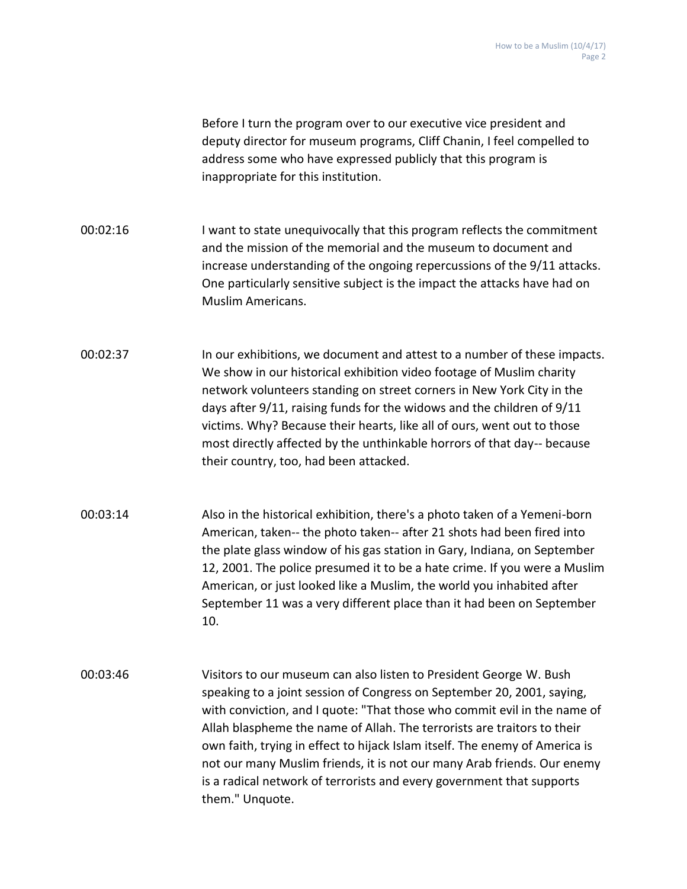Before I turn the program over to our executive vice president and deputy director for museum programs, Cliff Chanin, I feel compelled to address some who have expressed publicly that this program is inappropriate for this institution.

00:02:16 I want to state unequivocally that this program reflects the commitment and the mission of the memorial and the museum to document and increase understanding of the ongoing repercussions of the 9/11 attacks. One particularly sensitive subject is the impact the attacks have had on Muslim Americans.

00:02:37 In our exhibitions, we document and attest to a number of these impacts. We show in our historical exhibition video footage of Muslim charity network volunteers standing on street corners in New York City in the days after 9/11, raising funds for the widows and the children of 9/11 victims. Why? Because their hearts, like all of ours, went out to those most directly affected by the unthinkable horrors of that day-- because their country, too, had been attacked.

00:03:14 Also in the historical exhibition, there's a photo taken of a Yemeni-born American, taken-- the photo taken-- after 21 shots had been fired into the plate glass window of his gas station in Gary, Indiana, on September 12, 2001. The police presumed it to be a hate crime. If you were a Muslim American, or just looked like a Muslim, the world you inhabited after September 11 was a very different place than it had been on September 10.

00:03:46 Visitors to our museum can also listen to President George W. Bush speaking to a joint session of Congress on September 20, 2001, saying, with conviction, and I quote: "That those who commit evil in the name of Allah blaspheme the name of Allah. The terrorists are traitors to their own faith, trying in effect to hijack Islam itself. The enemy of America is not our many Muslim friends, it is not our many Arab friends. Our enemy is a radical network of terrorists and every government that supports them." Unquote.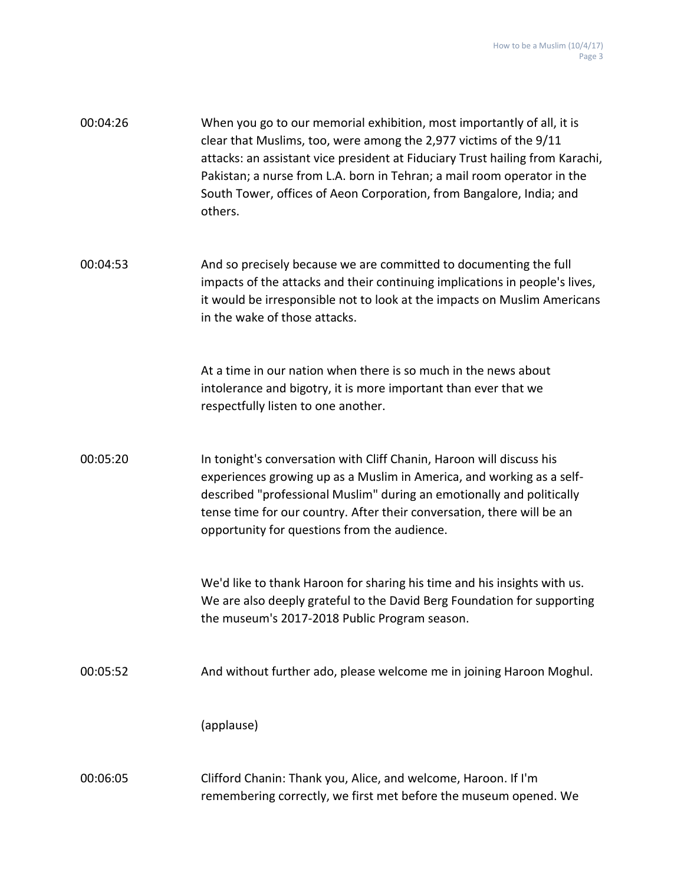00:04:26 When you go to our memorial exhibition, most importantly of all, it is clear that Muslims, too, were among the 2,977 victims of the 9/11 attacks: an assistant vice president at Fiduciary Trust hailing from Karachi, Pakistan; a nurse from L.A. born in Tehran; a mail room operator in the South Tower, offices of Aeon Corporation, from Bangalore, India; and others.

00:04:53 And so precisely because we are committed to documenting the full impacts of the attacks and their continuing implications in people's lives, it would be irresponsible not to look at the impacts on Muslim Americans in the wake of those attacks.

At a time in our nation when there is so much in the news about intolerance and bigotry, it is more important than ever that we respectfully listen to one another.

00:05:20 In tonight's conversation with Cliff Chanin, Haroon will discuss his experiences growing up as a Muslim in America, and working as a self-described "professional Muslim" during an emotionally and politically tense time for our country. After their conversation, there will be an opportunity for questions from the audience.

We'd like to thank Haroon for sharing his time and his insights with us. We are also deeply grateful to the David Berg Foundation for supporting the museum's 2017-2018 Public Program season.

00:05:52 And without further ado, please welcome me in joining Haroon Moghul.

(applause)

00:06:05 Clifford Chanin: Thank you, Alice, and welcome, Haroon. If I'm remembering correctly, we first met before the museum opened. We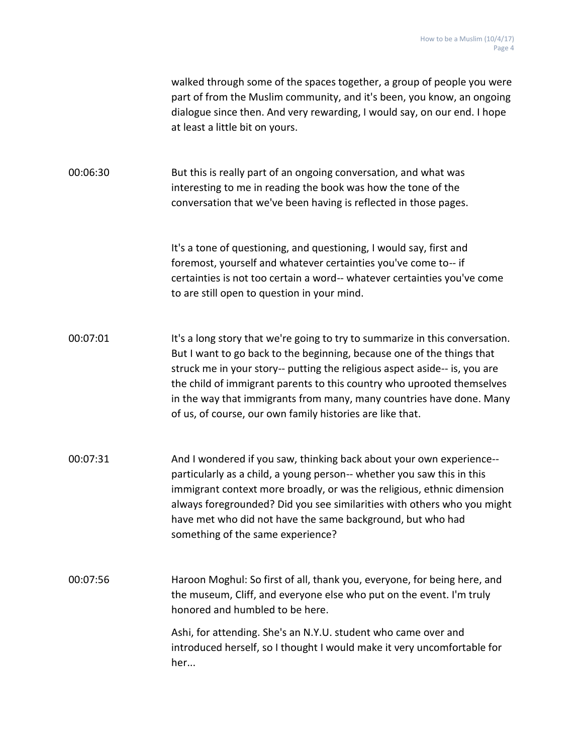walked through some of the spaces together, a group of people you were part of from the Muslim community, and it's been, you know, an ongoing dialogue since then. And very rewarding, I would say, on our end. I hope at least a little bit on yours.

00:06:30 But this is really part of an ongoing conversation, and what was interesting to me in reading the book was how the tone of the conversation that we've been having is reflected in those pages.

It's a tone of questioning, and questioning, I would say, first and foremost, yourself and whatever certainties you've come to-- if certainties is not too certain a word-- whatever certainties you've come to are still open to question in your mind.

00:07:01 It's a long story that we're going to try to summarize in this conversation. But I want to go back to the beginning, because one of the things that struck me in your story-- putting the religious aspect aside-- is, you are the child of immigrant parents to this country who uprooted themselves in the way that immigrants from many, many countries have done. Many of us, of course, our own family histories are like that.

00:07:31 And I wondered if you saw, thinking back about your own experience-- particularly as a child, a young person-- whether you saw this in this immigrant context more broadly, or was the religious, ethnic dimension always foregrounded? Did you see similarities with others who you might have met who did not have the same background, but who had something of the same experience?

00:07:56 Haroon Moghul: So first of all, thank you, everyone, for being here, and the museum, Cliff, and everyone else who put on the event. I'm truly honored and humbled to be here.

Ashi, for attending. She's an N.Y.U. student who came over and introduced herself, so I thought I would make it very uncomfortable for her...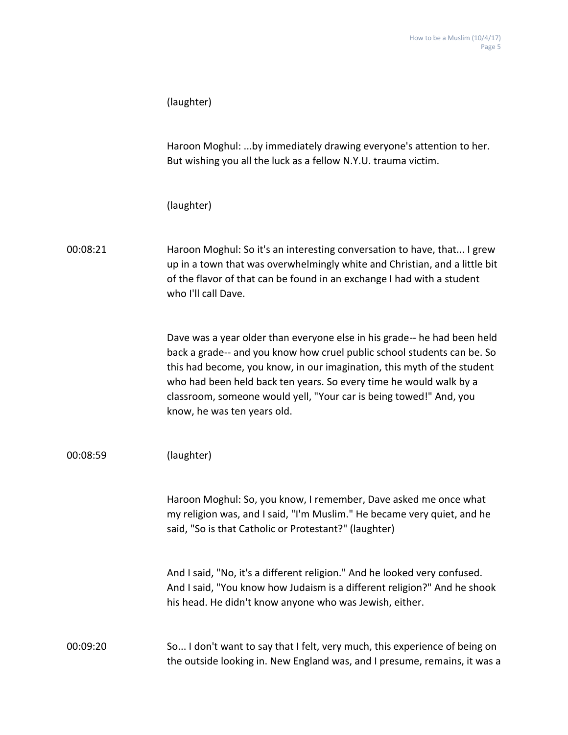(laughter)

Haroon Moghul: ...by immediately drawing everyone's attention to her. But wishing you all the luck as a fellow N.Y.U. trauma victim.

(laughter)

00:08:21 Haroon Moghul: So it's an interesting conversation to have, that... I grew up in a town that was overwhelmingly white and Christian, and a little bit of the flavor of that can be found in an exchange I had with a student who I'll call Dave.

Dave was a year older than everyone else in his grade-- he had been held back a grade-- and you know how cruel public school students can be. So this had become, you know, in our imagination, this myth of the student who had been held back ten years. So every time he would walk by a classroom, someone would yell, "Your car is being towed!" And, you know, he was ten years old.

00:08:59 (laughter)

Haroon Moghul: So, you know, I remember, Dave asked me once what my religion was, and I said, "I'm Muslim." He became very quiet, and he said, "So is that Catholic or Protestant?" (laughter)

And I said, "No, it's a different religion." And he looked very confused. And I said, "You know how Judaism is a different religion?" And he shook his head. He didn't know anyone who was Jewish, either.

00:09:20 So... I don't want to say that I felt, very much, this experience of being on the outside looking in. New England was, and I presume, remains, it was a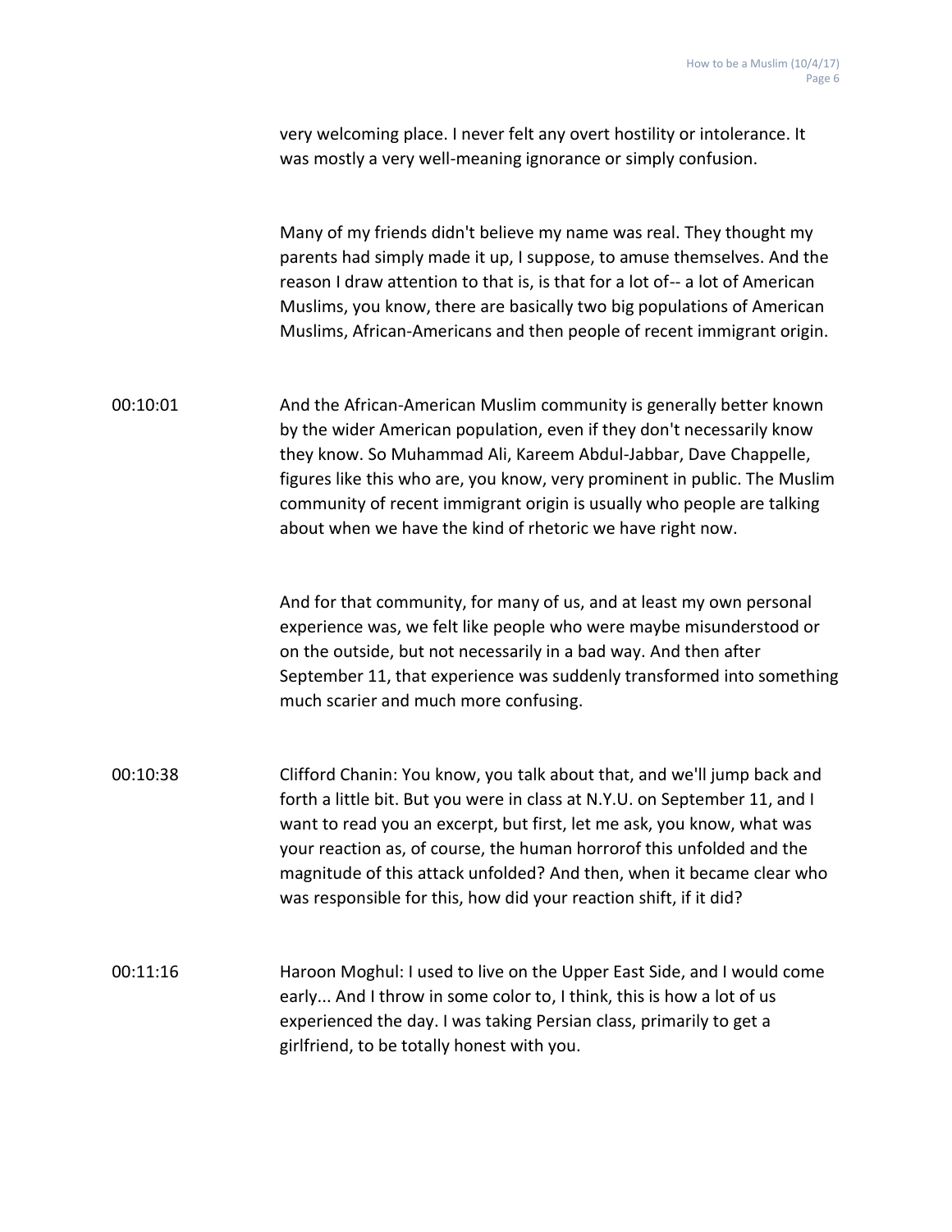very welcoming place. I never felt any overt hostility or intolerance. It was mostly a very well-meaning ignorance or simply confusion.

Many of my friends didn't believe my name was real. They thought my parents had simply made it up, I suppose, to amuse themselves. And the reason I draw attention to that is, is that for a lot of-- a lot of American Muslims, you know, there are basically two big populations of American Muslims, African-Americans and then people of recent immigrant origin.

00:10:01 And the African-American Muslim community is generally better known by the wider American population, even if they don't necessarily know they know. So Muhammad Ali, Kareem Abdul-Jabbar, Dave Chappelle, figures like this who are, you know, very prominent in public. The Muslim community of recent immigrant origin is usually who people are talking about when we have the kind of rhetoric we have right now.

And for that community, for many of us, and at least my own personal experience was, we felt like people who were maybe misunderstood or on the outside, but not necessarily in a bad way. And then after September 11, that experience was suddenly transformed into something much scarier and much more confusing.

00:10:38 Clifford Chanin: You know, you talk about that, and we'll jump back and forth a little bit. But you were in class at N.Y.U. on September 11, and I want to read you an excerpt, but first, let me ask, you know, what was your reaction as, of course, the human horrorof this unfolded and the magnitude of this attack unfolded? And then, when it became clear who was responsible for this, how did your reaction shift, if it did?

00:11:16 Haroon Moghul: I used to live on the Upper East Side, and I would come early... And I throw in some color to, I think, this is how a lot of us experienced the day. I was taking Persian class, primarily to get a girlfriend, to be totally honest with you.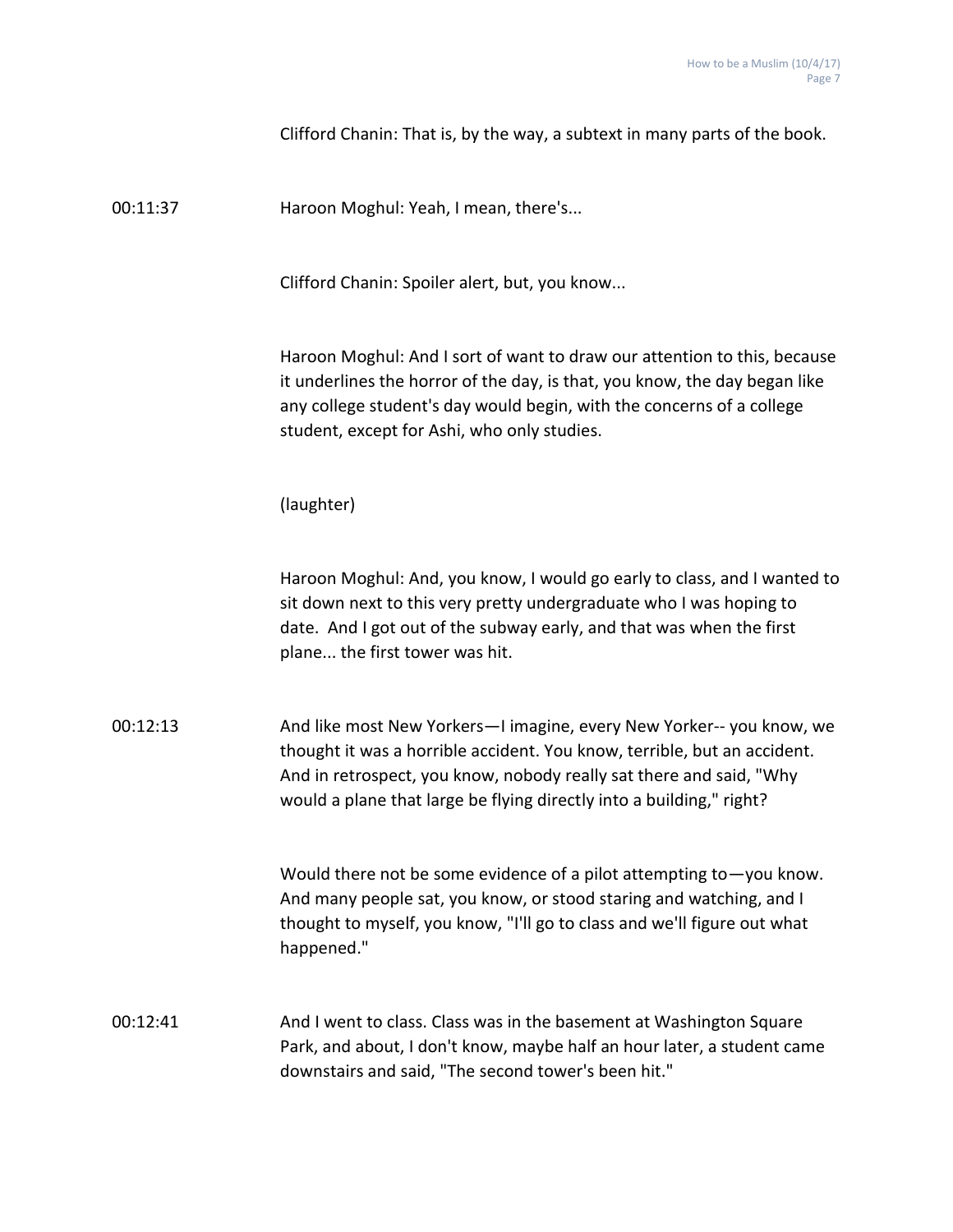Clifford Chanin: That is, by the way, a subtext in many parts of the book.

00:11:37 Haroon Moghul: Yeah, I mean, there's...

Clifford Chanin: Spoiler alert, but, you know...

Haroon Moghul: And I sort of want to draw our attention to this, because it underlines the horror of the day, is that, you know, the day began like any college student's day would begin, with the concerns of a college student, except for Ashi, who only studies.

(laughter)

Haroon Moghul: And, you know, I would go early to class, and I wanted to sit down next to this very pretty undergraduate who I was hoping to date. And I got out of the subway early, and that was when the first plane... the first tower was hit.

00:12:13 And like most New Yorkers—I imagine, every New Yorker-- you know, we thought it was a horrible accident. You know, terrible, but an accident. And in retrospect, you know, nobody really sat there and said, "Why would a plane that large be flying directly into a building," right?

Would there not be some evidence of a pilot attempting to—you know. And many people sat, you know, or stood staring and watching, and I thought to myself, you know, "I'll go to class and we'll figure out what happened."

00:12:41 And I went to class. Class was in the basement at Washington Square Park, and about, I don't know, maybe half an hour later, a student came downstairs and said, "The second tower's been hit."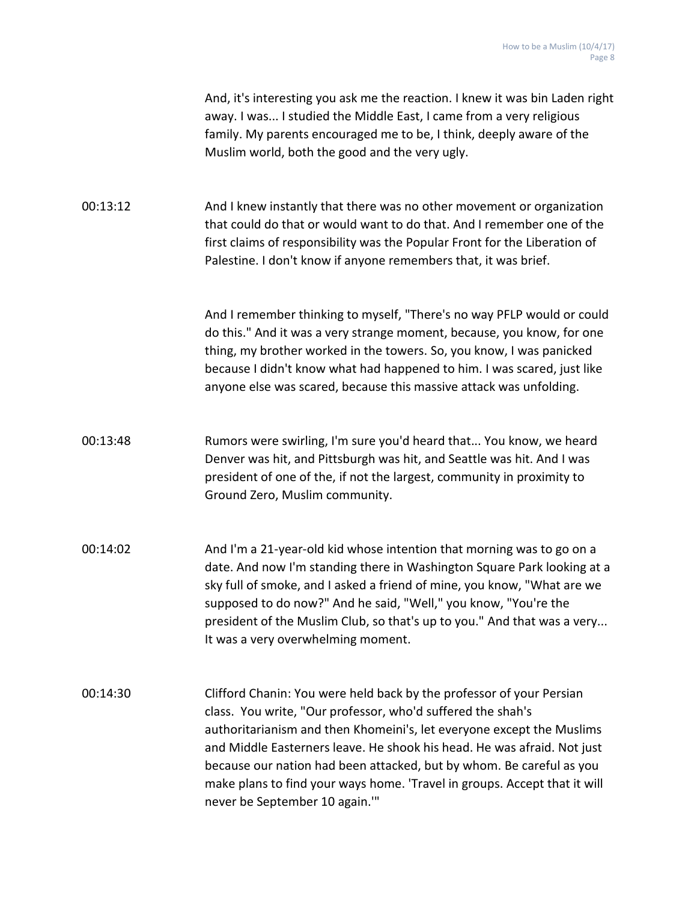And, it's interesting you ask me the reaction. I knew it was bin Laden right away. I was... I studied the Middle East, I came from a very religious family. My parents encouraged me to be, I think, deeply aware of the Muslim world, both the good and the very ugly.

00:13:12 And I knew instantly that there was no other movement or organization that could do that or would want to do that. And I remember one of the first claims of responsibility was the Popular Front for the Liberation of Palestine. I don't know if anyone remembers that, it was brief.

And I remember thinking to myself, "There's no way PFLP would or could do this." And it was a very strange moment, because, you know, for one thing, my brother worked in the towers. So, you know, I was panicked because I didn't know what had happened to him. I was scared, just like anyone else was scared, because this massive attack was unfolding.

00:13:48 Rumors were swirling, I'm sure you'd heard that... You know, we heard Denver was hit, and Pittsburgh was hit, and Seattle was hit. And I was president of one of the, if not the largest, community in proximity to Ground Zero, Muslim community.

00:14:02 And I'm a 21-year-old kid whose intention that morning was to go on a date. And now I'm standing there in Washington Square Park looking at a sky full of smoke, and I asked a friend of mine, you know, "What are we supposed to do now?" And he said, "Well," you know, "You're the president of the Muslim Club, so that's up to you." And that was a very... It was a very overwhelming moment.

00:14:30 Clifford Chanin: You were held back by the professor of your Persian class. You write, "Our professor, who'd suffered the shah's authoritarianism and then Khomeini's, let everyone except the Muslims and Middle Easterners leave. He shook his head. He was afraid. Not just because our nation had been attacked, but by whom. Be careful as you make plans to find your ways home. 'Travel in groups. Accept that it will never be September 10 again.'"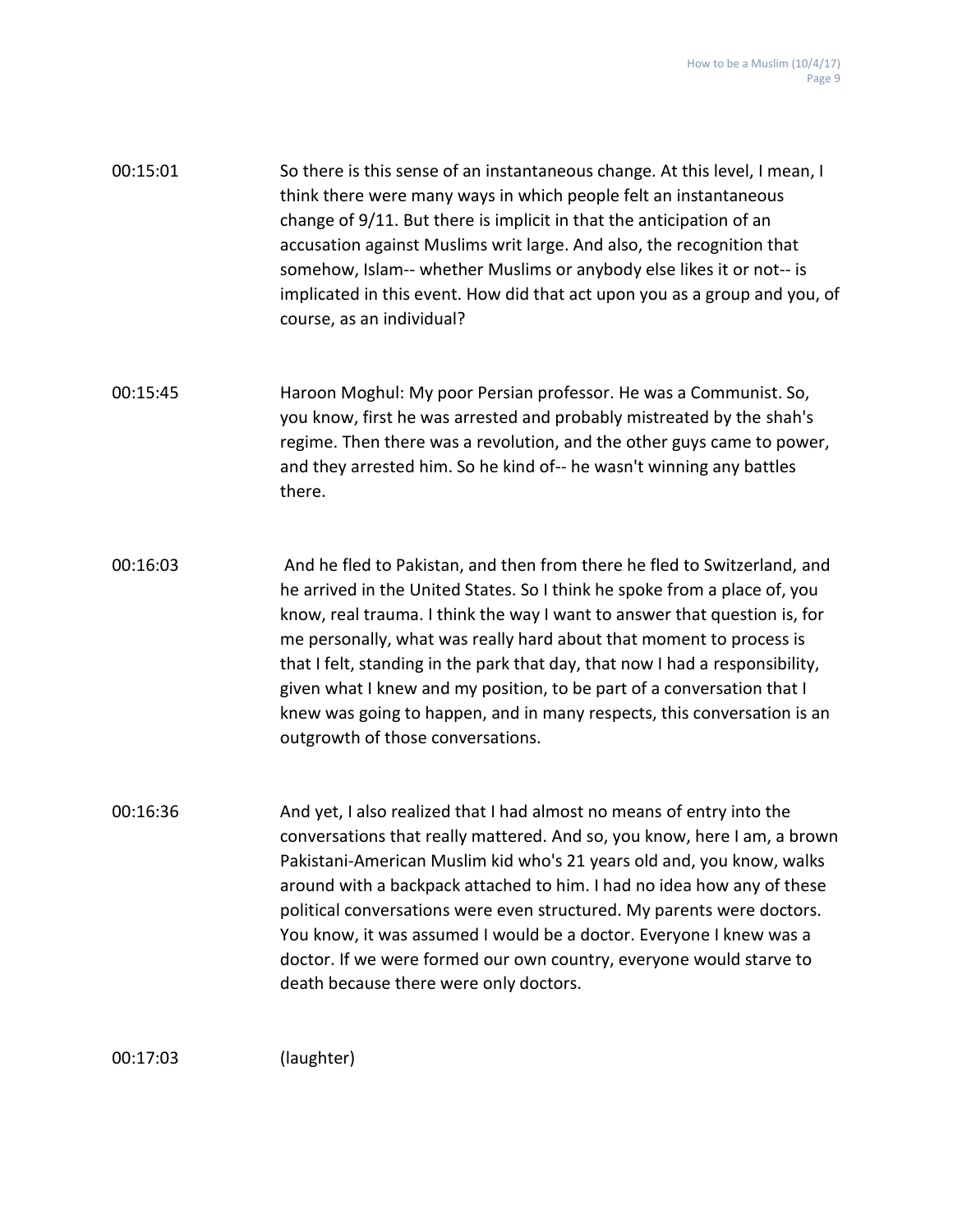00:15:01 So there is this sense of an instantaneous change. At this level, I mean, I think there were many ways in which people felt an instantaneous change of 9/11. But there is implicit in that the anticipation of an accusation against Muslims writ large. And also, the recognition that somehow, Islam-- whether Muslims or anybody else likes it or not-- is implicated in this event. How did that act upon you as a group and you, of course, as an individual?

00:15:45 Haroon Moghul: My poor Persian professor. He was a Communist. So, you know, first he was arrested and probably mistreated by the shah's regime. Then there was a revolution, and the other guys came to power, and they arrested him. So he kind of-- he wasn't winning any battles there.

00:16:03 And he fled to Pakistan, and then from there he fled to Switzerland, and he arrived in the United States. So I think he spoke from a place of, you know, real trauma. I think the way I want to answer that question is, for me personally, what was really hard about that moment to process is that I felt, standing in the park that day, that now I had a responsibility, given what I knew and my position, to be part of a conversation that I knew was going to happen, and in many respects, this conversation is an outgrowth of those conversations.

00:16:36 And yet, I also realized that I had almost no means of entry into the conversations that really mattered. And so, you know, here I am, a brown Pakistani-American Muslim kid who's 21 years old and, you know, walks around with a backpack attached to him. I had no idea how any of these political conversations were even structured. My parents were doctors. You know, it was assumed I would be a doctor. Everyone I knew was a doctor. If we were formed our own country, everyone would starve to death because there were only doctors.

00:17:03 (laughter)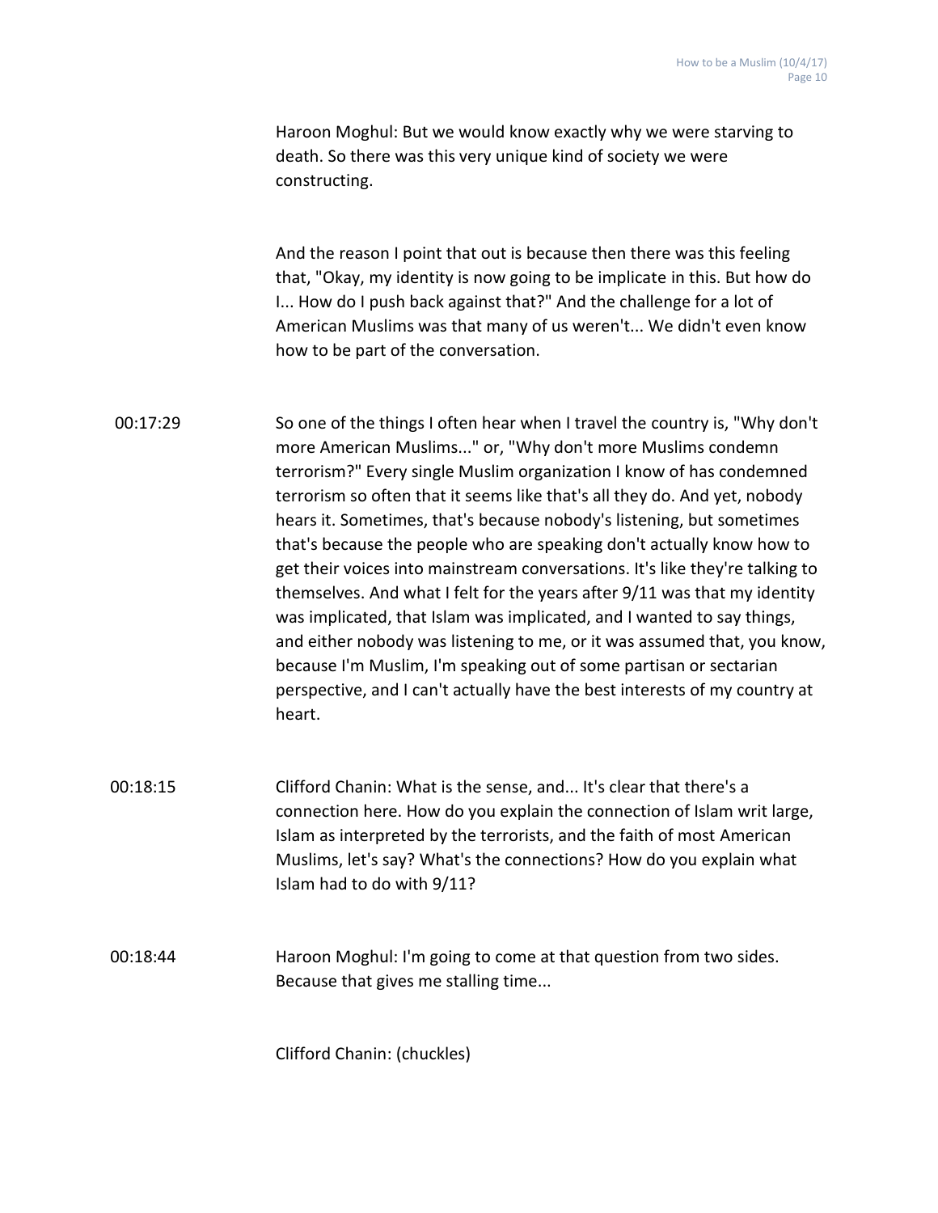Haroon Moghul: But we would know exactly why we were starving to death. So there was this very unique kind of society we were constructing.

And the reason I point that out is because then there was this feeling that, "Okay, my identity is now going to be implicate in this. But how do I... How do I push back against that?" And the challenge for a lot of American Muslims was that many of us weren't... We didn't even know how to be part of the conversation.

00:17:29 So one of the things I often hear when I travel the country is, "Why don't more American Muslims..." or, "Why don't more Muslims condemn terrorism?" Every single Muslim organization I know of has condemned terrorism so often that it seems like that's all they do. And yet, nobody hears it. Sometimes, that's because nobody's listening, but sometimes that's because the people who are speaking don't actually know how to get their voices into mainstream conversations. It's like they're talking to themselves. And what I felt for the years after 9/11 was that my identity was implicated, that Islam was implicated, and I wanted to say things, and either nobody was listening to me, or it was assumed that, you know, because I'm Muslim, I'm speaking out of some partisan or sectarian perspective, and I can't actually have the best interests of my country at heart.

00:18:15 Clifford Chanin: What is the sense, and... It's clear that there's a connection here. How do you explain the connection of Islam writ large, Islam as interpreted by the terrorists, and the faith of most American Muslims, let's say? What's the connections? How do you explain what Islam had to do with 9/11?

00:18:44 Haroon Moghul: I'm going to come at that question from two sides. Because that gives me stalling time...

Clifford Chanin: (chuckles)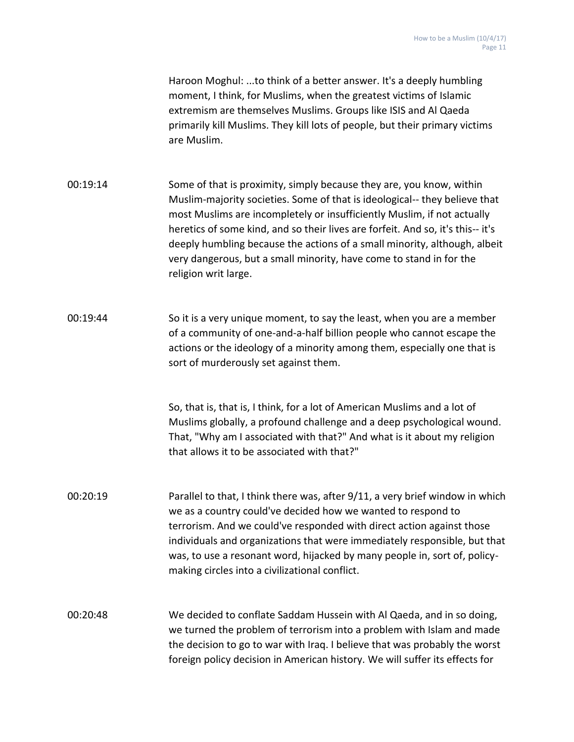Haroon Moghul: ...to think of a better answer. It's a deeply humbling moment, I think, for Muslims, when the greatest victims of Islamic extremism are themselves Muslims. Groups like ISIS and Al Qaeda primarily kill Muslims. They kill lots of people, but their primary victims are Muslim.

00:19:14 Some of that is proximity, simply because they are, you know, within Muslim-majority societies. Some of that is ideological-- they believe that most Muslims are incompletely or insufficiently Muslim, if not actually heretics of some kind, and so their lives are forfeit. And so, it's this-- it's deeply humbling because the actions of a small minority, although, albeit very dangerous, but a small minority, have come to stand in for the religion writ large.

00:19:44 So it is a very unique moment, to say the least, when you are a member of a community of one-and-a-half billion people who cannot escape the actions or the ideology of a minority among them, especially one that is sort of murderously set against them.

So, that is, that is, I think, for a lot of American Muslims and a lot of Muslims globally, a profound challenge and a deep psychological wound. That, "Why am I associated with that?" And what is it about my religion that allows it to be associated with that?"

00:20:19 Parallel to that, I think there was, after 9/11, a very brief window in which we as a country could've decided how we wanted to respond to terrorism. And we could've responded with direct action against those individuals and organizations that were immediately responsible, but that was, to use a resonant word, hijacked by many people in, sort of, policy-making circles into a civilizational conflict.

00:20:48 We decided to conflate Saddam Hussein with Al Qaeda, and in so doing, we turned the problem of terrorism into a problem with Islam and made the decision to go to war with Iraq. I believe that was probably the worst foreign policy decision in American history. We will suffer its effects for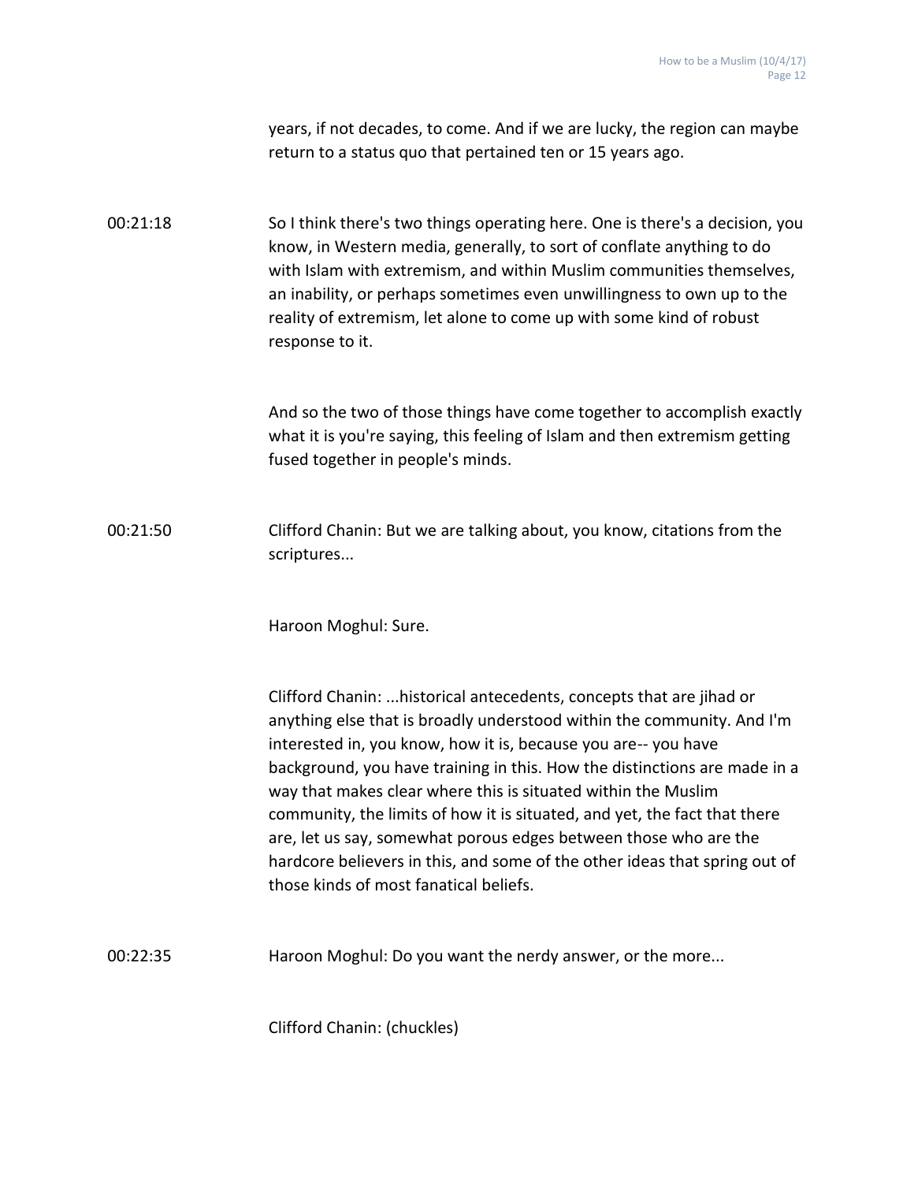years, if not decades, to come. And if we are lucky, the region can maybe return to a status quo that pertained ten or 15 years ago.

00:21:18 So I think there's two things operating here. One is there's a decision, you know, in Western media, generally, to sort of conflate anything to do with Islam with extremism, and within Muslim communities themselves, an inability, or perhaps sometimes even unwillingness to own up to the reality of extremism, let alone to come up with some kind of robust response to it.

And so the two of those things have come together to accomplish exactly what it is you're saying, this feeling of Islam and then extremism getting fused together in people's minds.

00:21:50 Clifford Chanin: But we are talking about, you know, citations from the scriptures...

Haroon Moghul: Sure.

Clifford Chanin: ...historical antecedents, concepts that are jihad or anything else that is broadly understood within the community. And I'm interested in, you know, how it is, because you are-- you have background, you have training in this. How the distinctions are made in a way that makes clear where this is situated within the Muslim community, the limits of how it is situated, and yet, the fact that there are, let us say, somewhat porous edges between those who are the hardcore believers in this, and some of the other ideas that spring out of those kinds of most fanatical beliefs.

00:22:35 Haroon Moghul: Do you want the nerdy answer, or the more...

Clifford Chanin: (chuckles)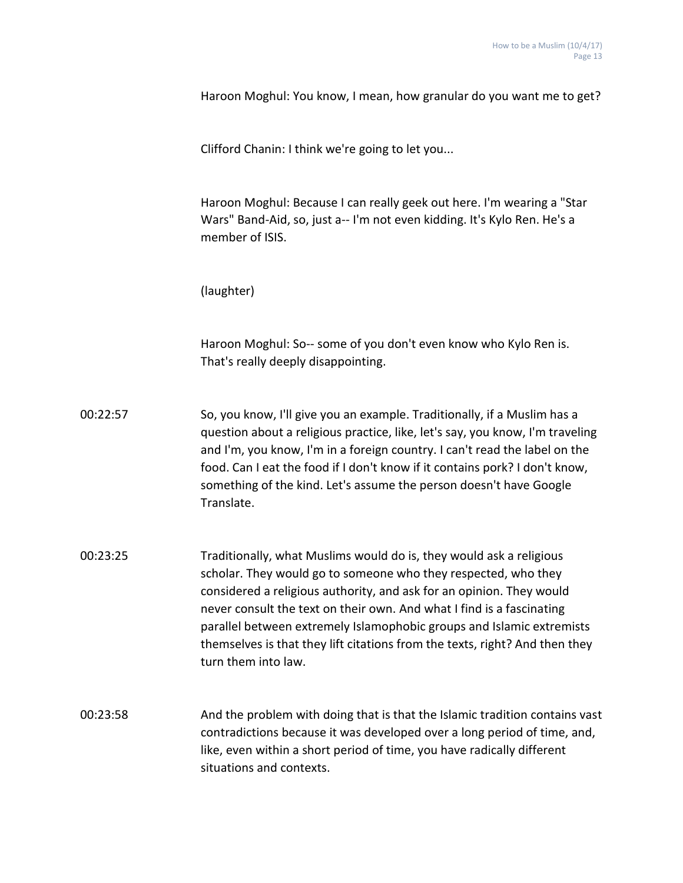Haroon Moghul: You know, I mean, how granular do you want me to get?

Clifford Chanin: I think we're going to let you...

Haroon Moghul: Because I can really geek out here. I'm wearing a "Star Wars" Band-Aid, so, just a-- I'm not even kidding. It's Kylo Ren. He's a member of ISIS.

(laughter)

Haroon Moghul: So-- some of you don't even know who Kylo Ren is. That's really deeply disappointing.

00:22:57 So, you know, I'll give you an example. Traditionally, if a Muslim has a question about a religious practice, like, let's say, you know, I'm traveling and I'm, you know, I'm in a foreign country. I can't read the label on the food. Can I eat the food if I don't know if it contains pork? I don't know, something of the kind. Let's assume the person doesn't have Google Translate.

00:23:25 Traditionally, what Muslims would do is, they would ask a religious scholar. They would go to someone who they respected, who they considered a religious authority, and ask for an opinion. They would never consult the text on their own. And what I find is a fascinating parallel between extremely Islamophobic groups and Islamic extremists themselves is that they lift citations from the texts, right? And then they turn them into law.

00:23:58 And the problem with doing that is that the Islamic tradition contains vast contradictions because it was developed over a long period of time, and, like, even within a short period of time, you have radically different situations and contexts.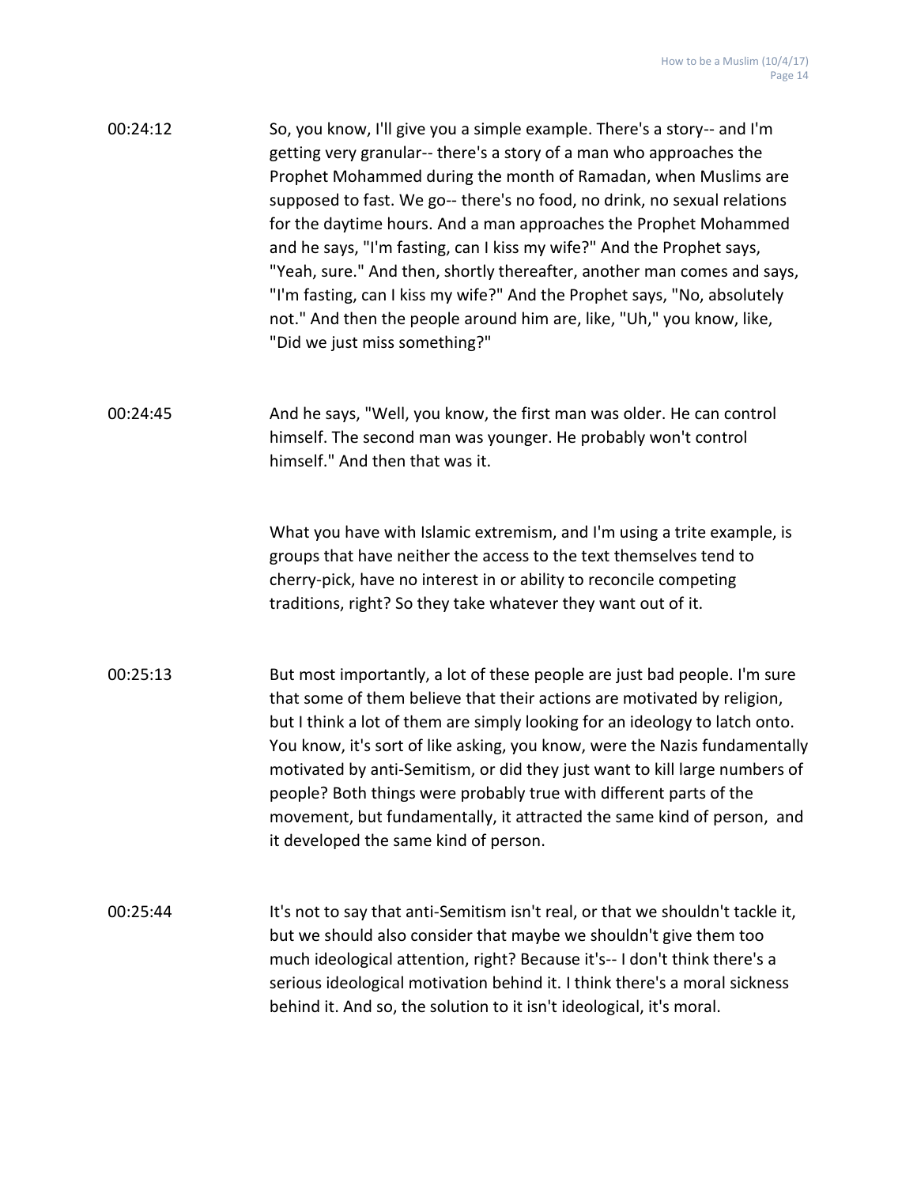00:24:12 So, you know, I'll give you a simple example. There's a story-- and I'm getting very granular-- there's a story of a man who approaches the Prophet Mohammed during the month of Ramadan, when Muslims are supposed to fast. We go-- there's no food, no drink, no sexual relations for the daytime hours. And a man approaches the Prophet Mohammed and he says, "I'm fasting, can I kiss my wife?" And the Prophet says, "Yeah, sure." And then, shortly thereafter, another man comes and says, "I'm fasting, can I kiss my wife?" And the Prophet says, "No, absolutely not." And then the people around him are, like, "Uh," you know, like, "Did we just miss something?"

00:24:45 And he says, "Well, you know, the first man was older. He can control himself. The second man was younger. He probably won't control himself." And then that was it.

What you have with Islamic extremism, and I'm using a trite example, is groups that have neither the access to the text themselves tend to cherry-pick, have no interest in or ability to reconcile competing traditions, right? So they take whatever they want out of it.

00:25:13 But most importantly, a lot of these people are just bad people. I'm sure that some of them believe that their actions are motivated by religion, but I think a lot of them are simply looking for an ideology to latch onto. You know, it's sort of like asking, you know, were the Nazis fundamentally motivated by anti-Semitism, or did they just want to kill large numbers of people? Both things were probably true with different parts of the movement, but fundamentally, it attracted the same kind of person, and it developed the same kind of person.

00:25:44 It's not to say that anti-Semitism isn't real, or that we shouldn't tackle it, but we should also consider that maybe we shouldn't give them too much ideological attention, right? Because it's-- I don't think there's a serious ideological motivation behind it. I think there's a moral sickness behind it. And so, the solution to it isn't ideological, it's moral.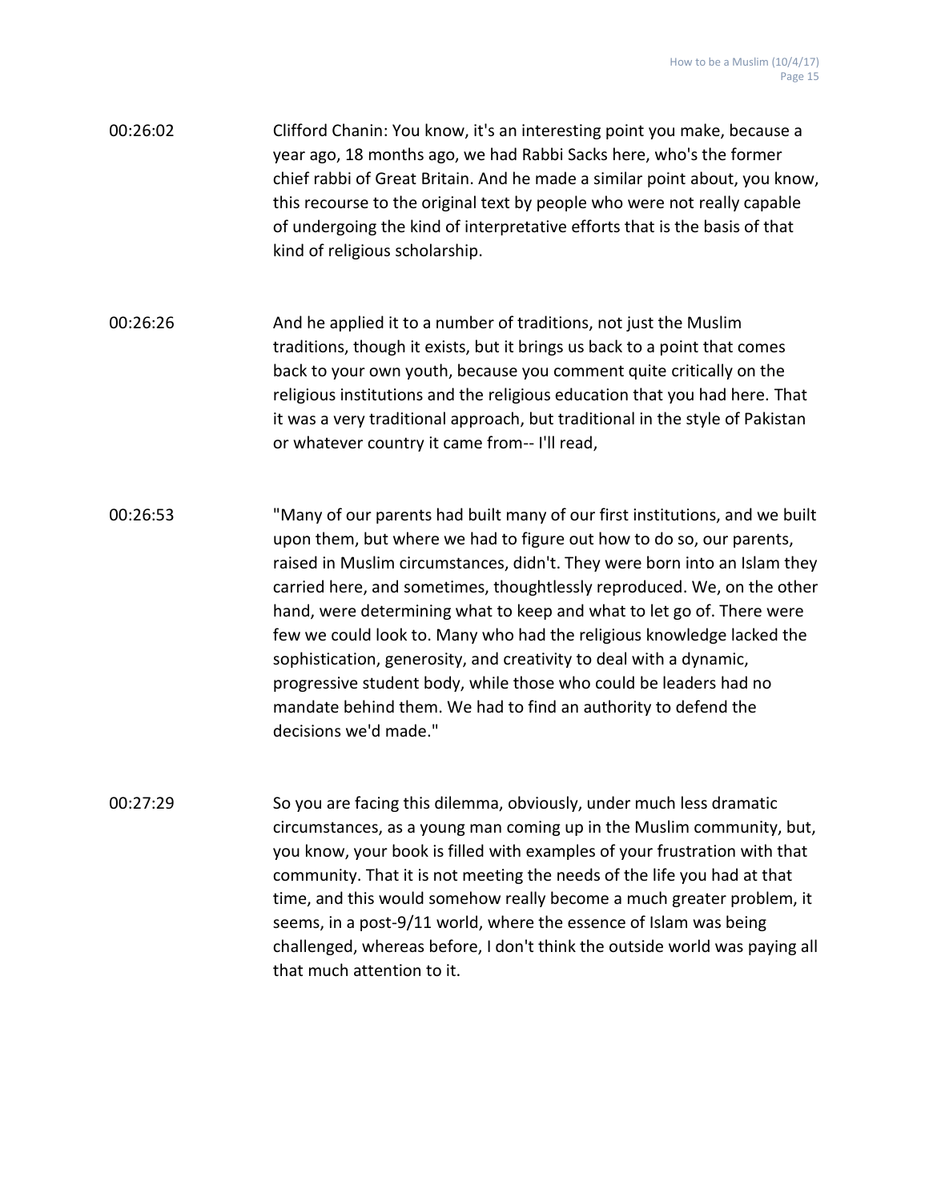00:26:02 Clifford Chanin: You know, it's an interesting point you make, because a year ago, 18 months ago, we had Rabbi Sacks here, who's the former chief rabbi of Great Britain. And he made a similar point about, you know, this recourse to the original text by people who were not really capable of undergoing the kind of interpretative efforts that is the basis of that kind of religious scholarship.

00:26:26 And he applied it to a number of traditions, not just the Muslim traditions, though it exists, but it brings us back to a point that comes back to your own youth, because you comment quite critically on the religious institutions and the religious education that you had here. That it was a very traditional approach, but traditional in the style of Pakistan or whatever country it came from-- I'll read,

00:26:53 "Many of our parents had built many of our first institutions, and we built upon them, but where we had to figure out how to do so, our parents, raised in Muslim circumstances, didn't. They were born into an Islam they carried here, and sometimes, thoughtlessly reproduced. We, on the other hand, were determining what to keep and what to let go of. There were few we could look to. Many who had the religious knowledge lacked the sophistication, generosity, and creativity to deal with a dynamic, progressive student body, while those who could be leaders had no mandate behind them. We had to find an authority to defend the decisions we'd made."

00:27:29 So you are facing this dilemma, obviously, under much less dramatic circumstances, as a young man coming up in the Muslim community, but, you know, your book is filled with examples of your frustration with that community. That it is not meeting the needs of the life you had at that time, and this would somehow really become a much greater problem, it seems, in a post-9/11 world, where the essence of Islam was being challenged, whereas before, I don't think the outside world was paying all that much attention to it.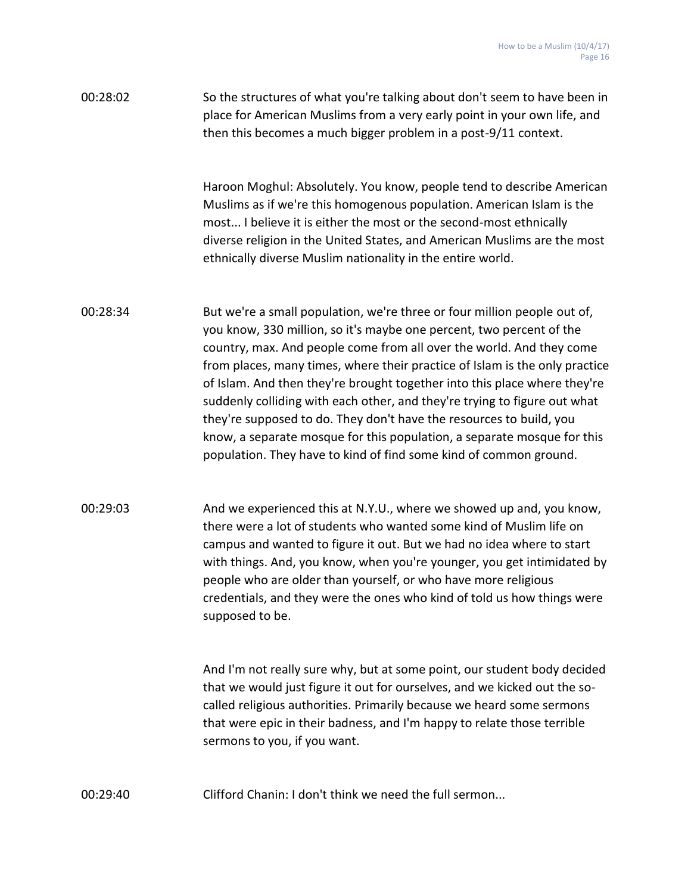00:28:02 So the structures of what you're talking about don't seem to have been in place for American Muslims from a very early point in your own life, and then this becomes a much bigger problem in a post-9/11 context.

Haroon Moghul: Absolutely. You know, people tend to describe American Muslims as if we're this homogenous population. American Islam is the most... I believe it is either the most or the second-most ethnically diverse religion in the United States, and American Muslims are the most ethnically diverse Muslim nationality in the entire world.

00:28:34 But we're a small population, we're three or four million people out of, you know, 330 million, so it's maybe one percent, two percent of the country, max. And people come from all over the world. And they come from places, many times, where their practice of Islam is the only practice of Islam. And then they're brought together into this place where they're suddenly colliding with each other, and they're trying to figure out what they're supposed to do. They don't have the resources to build, you know, a separate mosque for this population, a separate mosque for this population. They have to kind of find some kind of common ground.

00:29:03 And we experienced this at N.Y.U., where we showed up and, you know, there were a lot of students who wanted some kind of Muslim life on campus and wanted to figure it out. But we had no idea where to start with things. And, you know, when you're younger, you get intimidated by people who are older than yourself, or who have more religious credentials, and they were the ones who kind of told us how things were supposed to be.

And I'm not really sure why, but at some point, our student body decided that we would just figure it out for ourselves, and we kicked out the so-called religious authorities. Primarily because we heard some sermons that were epic in their badness, and I'm happy to relate those terrible sermons to you, if you want.

00:29:40 Clifford Chanin: I don't think we need the full sermon...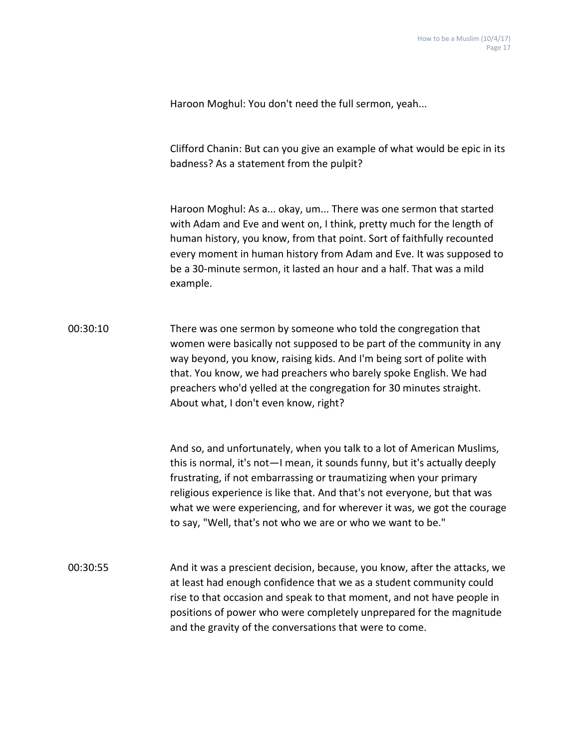Haroon Moghul: You don't need the full sermon, yeah...

Clifford Chanin: But can you give an example of what would be epic in its badness? As a statement from the pulpit?

Haroon Moghul: As a... okay, um... There was one sermon that started with Adam and Eve and went on, I think, pretty much for the length of human history, you know, from that point. Sort of faithfully recounted every moment in human history from Adam and Eve. It was supposed to be a 30-minute sermon, it lasted an hour and a half. That was a mild example.

00:30:10 There was one sermon by someone who told the congregation that women were basically not supposed to be part of the community in any way beyond, you know, raising kids. And I'm being sort of polite with that. You know, we had preachers who barely spoke English. We had preachers who'd yelled at the congregation for 30 minutes straight. About what, I don't even know, right?

And so, and unfortunately, when you talk to a lot of American Muslims, this is normal, it's not—I mean, it sounds funny, but it's actually deeply frustrating, if not embarrassing or traumatizing when your primary religious experience is like that. And that's not everyone, but that was what we were experiencing, and for wherever it was, we got the courage to say, "Well, that's not who we are or who we want to be."

00:30:55 And it was a prescient decision, because, you know, after the attacks, we at least had enough confidence that we as a student community could rise to that occasion and speak to that moment, and not have people in positions of power who were completely unprepared for the magnitude and the gravity of the conversations that were to come.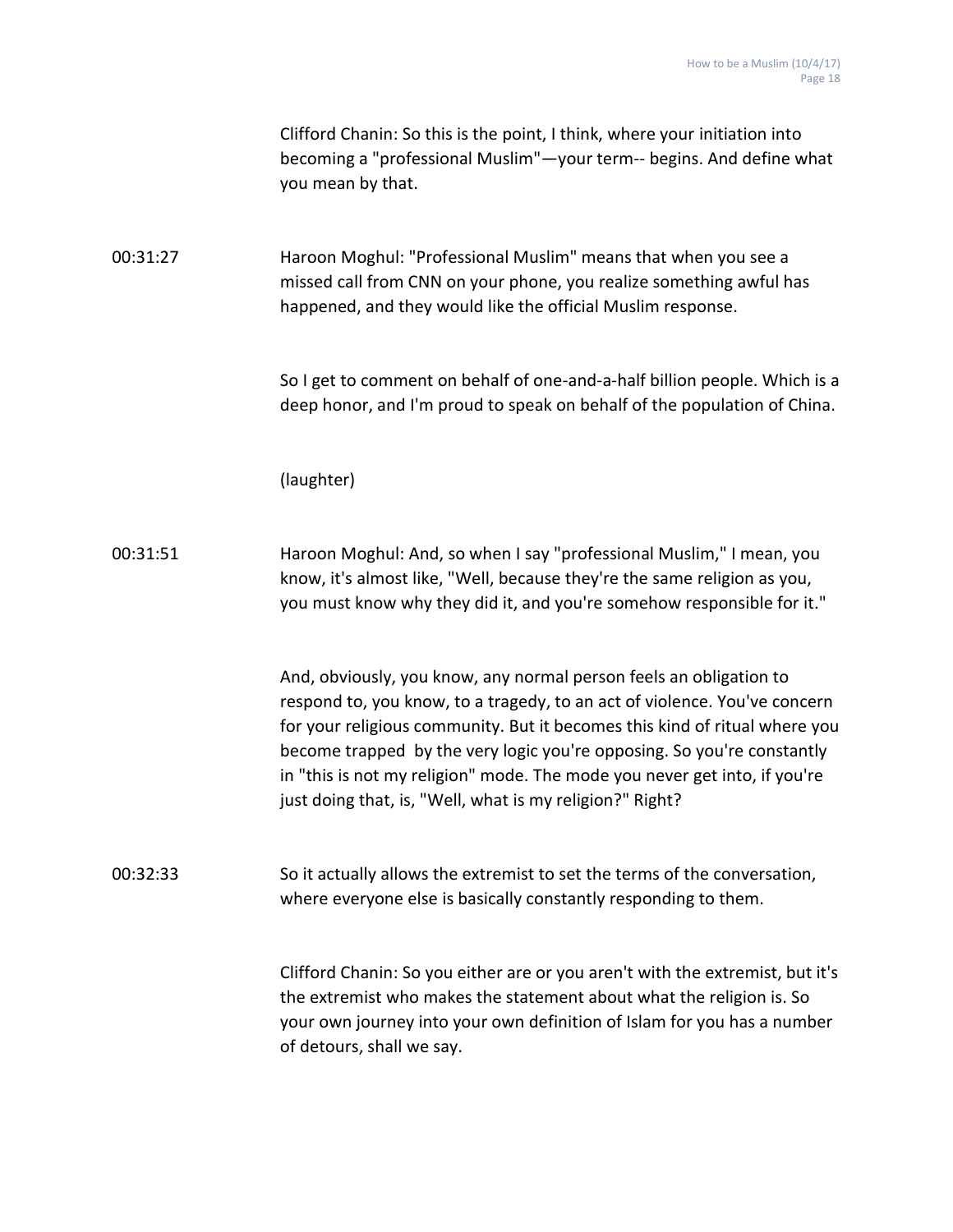Clifford Chanin: So this is the point, I think, where your initiation into becoming a "professional Muslim"—your term-- begins. And define what you mean by that.

00:31:27 Haroon Moghul: "Professional Muslim" means that when you see a missed call from CNN on your phone, you realize something awful has happened, and they would like the official Muslim response.

So I get to comment on behalf of one-and-a-half billion people. Which is a deep honor, and I'm proud to speak on behalf of the population of China.

(laughter)

00:31:51 Haroon Moghul: And, so when I say "professional Muslim," I mean, you know, it's almost like, "Well, because they're the same religion as you, you must know why they did it, and you're somehow responsible for it."

And, obviously, you know, any normal person feels an obligation to respond to, you know, to a tragedy, to an act of violence. You've concern for your religious community. But it becomes this kind of ritual where you become trapped by the very logic you're opposing. So you're constantly in "this is not my religion" mode. The mode you never get into, if you're just doing that, is, "Well, what is my religion?" Right?

00:32:33 So it actually allows the extremist to set the terms of the conversation, where everyone else is basically constantly responding to them.

Clifford Chanin: So you either are or you aren't with the extremist, but it's the extremist who makes the statement about what the religion is. So your own journey into your own definition of Islam for you has a number of detours, shall we say.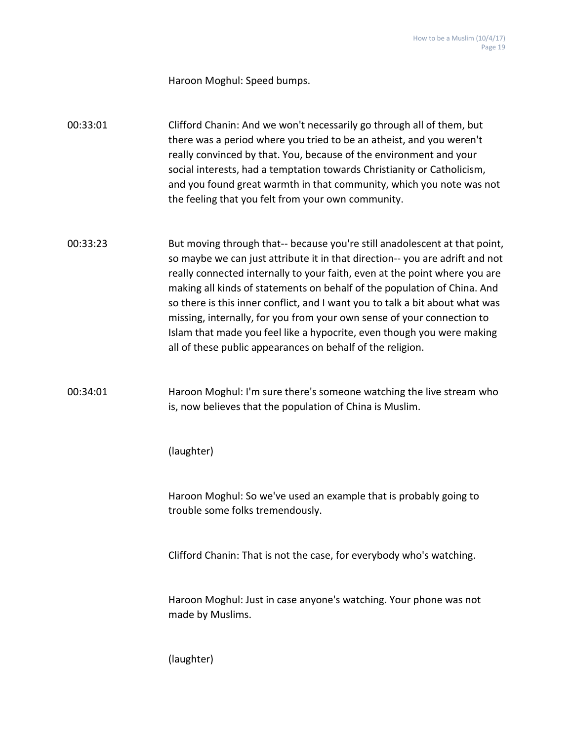Haroon Moghul: Speed bumps.

00:33:01 Clifford Chanin: And we won't necessarily go through all of them, but there was a period where you tried to be an atheist, and you weren't really convinced by that. You, because of the environment and your social interests, had a temptation towards Christianity or Catholicism, and you found great warmth in that community, which you note was not the feeling that you felt from your own community.

00:33:23 But moving through that-- because you're still anadolescent at that point, so maybe we can just attribute it in that direction-- you are adrift and not really connected internally to your faith, even at the point where you are making all kinds of statements on behalf of the population of China. And so there is this inner conflict, and I want you to talk a bit about what was missing, internally, for you from your own sense of your connection to Islam that made you feel like a hypocrite, even though you were making all of these public appearances on behalf of the religion.

00:34:01 Haroon Moghul: I'm sure there's someone watching the live stream who is, now believes that the population of China is Muslim.

(laughter)

Haroon Moghul: So we've used an example that is probably going to trouble some folks tremendously.

Clifford Chanin: That is not the case, for everybody who's watching.

Haroon Moghul: Just in case anyone's watching. Your phone was not made by Muslims.

(laughter)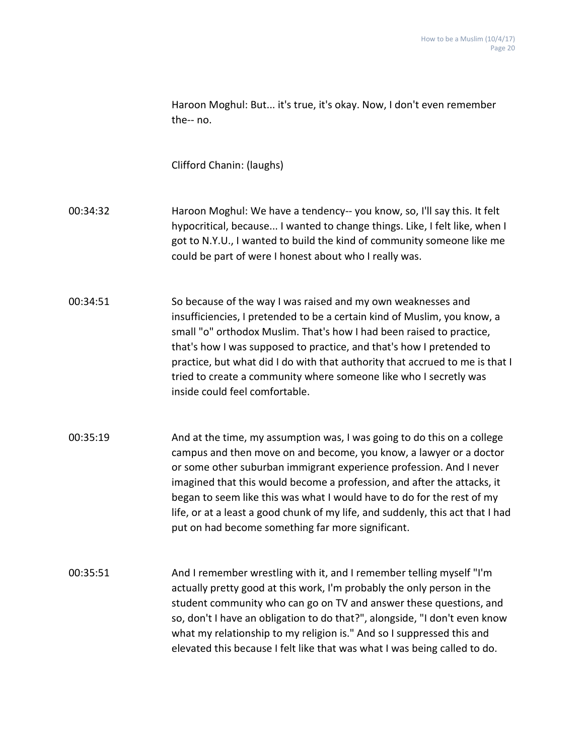Haroon Moghul: But... it's true, it's okay. Now, I don't even remember the-- no.

Clifford Chanin: (laughs)

00:34:32 Haroon Moghul: We have a tendency-- you know, so, I'll say this. It felt hypocritical, because... I wanted to change things. Like, I felt like, when I got to N.Y.U., I wanted to build the kind of community someone like me could be part of were I honest about who I really was.

00:34:51 So because of the way I was raised and my own weaknesses and insufficiencies, I pretended to be a certain kind of Muslim, you know, a small "o" orthodox Muslim. That's how I had been raised to practice, that's how I was supposed to practice, and that's how I pretended to practice, but what did I do with that authority that accrued to me is that I tried to create a community where someone like who I secretly was inside could feel comfortable.

00:35:19 And at the time, my assumption was, I was going to do this on a college campus and then move on and become, you know, a lawyer or a doctor or some other suburban immigrant experience profession. And I never imagined that this would become a profession, and after the attacks, it began to seem like this was what I would have to do for the rest of my life, or at a least a good chunk of my life, and suddenly, this act that I had put on had become something far more significant.

00:35:51 And I remember wrestling with it, and I remember telling myself "I'm actually pretty good at this work, I'm probably the only person in the student community who can go on TV and answer these questions, and so, don't I have an obligation to do that?", alongside, "I don't even know what my relationship to my religion is." And so I suppressed this and elevated this because I felt like that was what I was being called to do.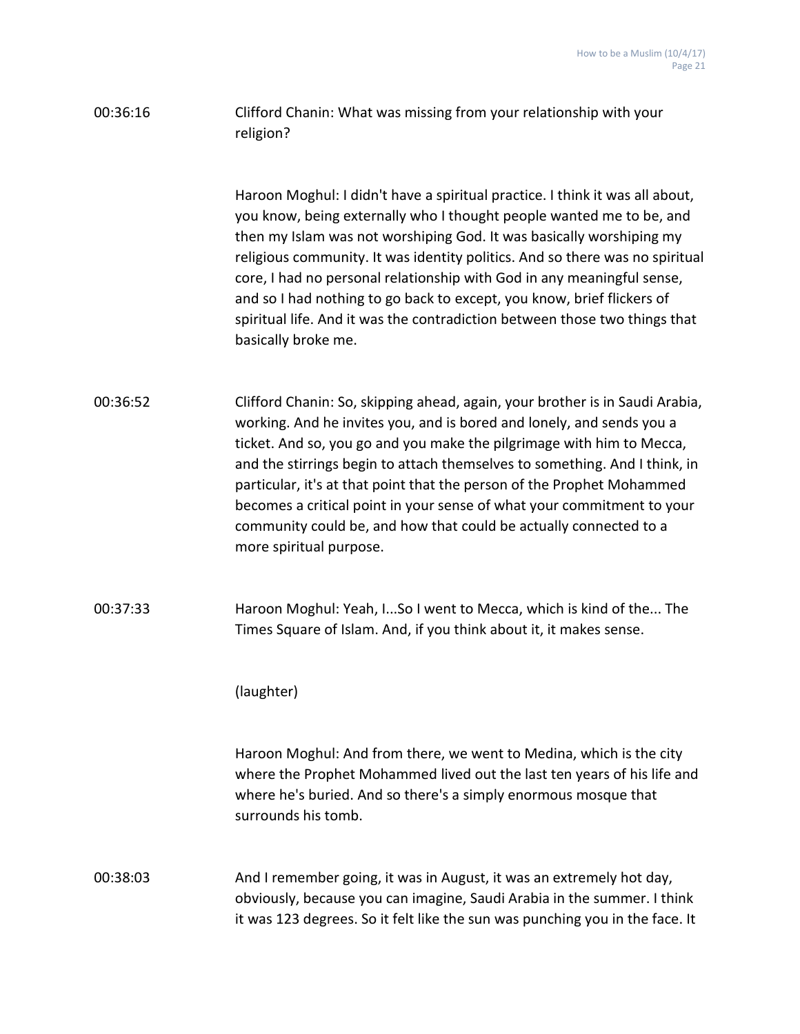00:36:16 Clifford Chanin: What was missing from your relationship with your religion?

Haroon Moghul: I didn't have a spiritual practice. I think it was all about, you know, being externally who I thought people wanted me to be, and then my Islam was not worshiping God. It was basically worshiping my religious community. It was identity politics. And so there was no spiritual core, I had no personal relationship with God in any meaningful sense, and so I had nothing to go back to except, you know, brief flickers of spiritual life. And it was the contradiction between those two things that basically broke me.

00:36:52 Clifford Chanin: So, skipping ahead, again, your brother is in Saudi Arabia, working. And he invites you, and is bored and lonely, and sends you a ticket. And so, you go and you make the pilgrimage with him to Mecca, and the stirrings begin to attach themselves to something. And I think, in particular, it's at that point that the person of the Prophet Mohammed becomes a critical point in your sense of what your commitment to your community could be, and how that could be actually connected to a more spiritual purpose.

00:37:33 Haroon Moghul: Yeah, I...So I went to Mecca, which is kind of the... The Times Square of Islam. And, if you think about it, it makes sense.

(laughter)

Haroon Moghul: And from there, we went to Medina, which is the city where the Prophet Mohammed lived out the last ten years of his life and where he's buried. And so there's a simply enormous mosque that surrounds his tomb.

00:38:03 And I remember going, it was in August, it was an extremely hot day, obviously, because you can imagine, Saudi Arabia in the summer. I think it was 123 degrees. So it felt like the sun was punching you in the face. It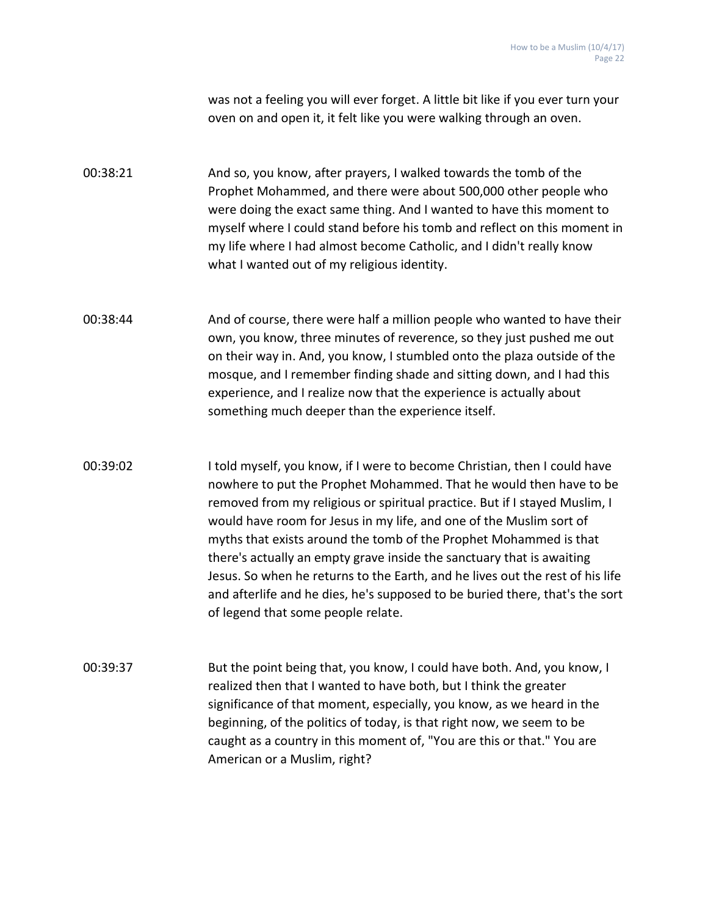was not a feeling you will ever forget. A little bit like if you ever turn your oven on and open it, it felt like you were walking through an oven.

00:38:21 And so, you know, after prayers, I walked towards the tomb of the Prophet Mohammed, and there were about 500,000 other people who were doing the exact same thing. And I wanted to have this moment to myself where I could stand before his tomb and reflect on this moment in my life where I had almost become Catholic, and I didn't really know what I wanted out of my religious identity.

00:38:44 And of course, there were half a million people who wanted to have their own, you know, three minutes of reverence, so they just pushed me out on their way in. And, you know, I stumbled onto the plaza outside of the mosque, and I remember finding shade and sitting down, and I had this experience, and I realize now that the experience is actually about something much deeper than the experience itself.

00:39:02 I told myself, you know, if I were to become Christian, then I could have nowhere to put the Prophet Mohammed. That he would then have to be removed from my religious or spiritual practice. But if I stayed Muslim, I would have room for Jesus in my life, and one of the Muslim sort of myths that exists around the tomb of the Prophet Mohammed is that there's actually an empty grave inside the sanctuary that is awaiting Jesus. So when he returns to the Earth, and he lives out the rest of his life and afterlife and he dies, he's supposed to be buried there, that's the sort of legend that some people relate.

00:39:37 But the point being that, you know, I could have both. And, you know, I realized then that I wanted to have both, but I think the greater significance of that moment, especially, you know, as we heard in the beginning, of the politics of today, is that right now, we seem to be caught as a country in this moment of, "You are this or that." You are American or a Muslim, right?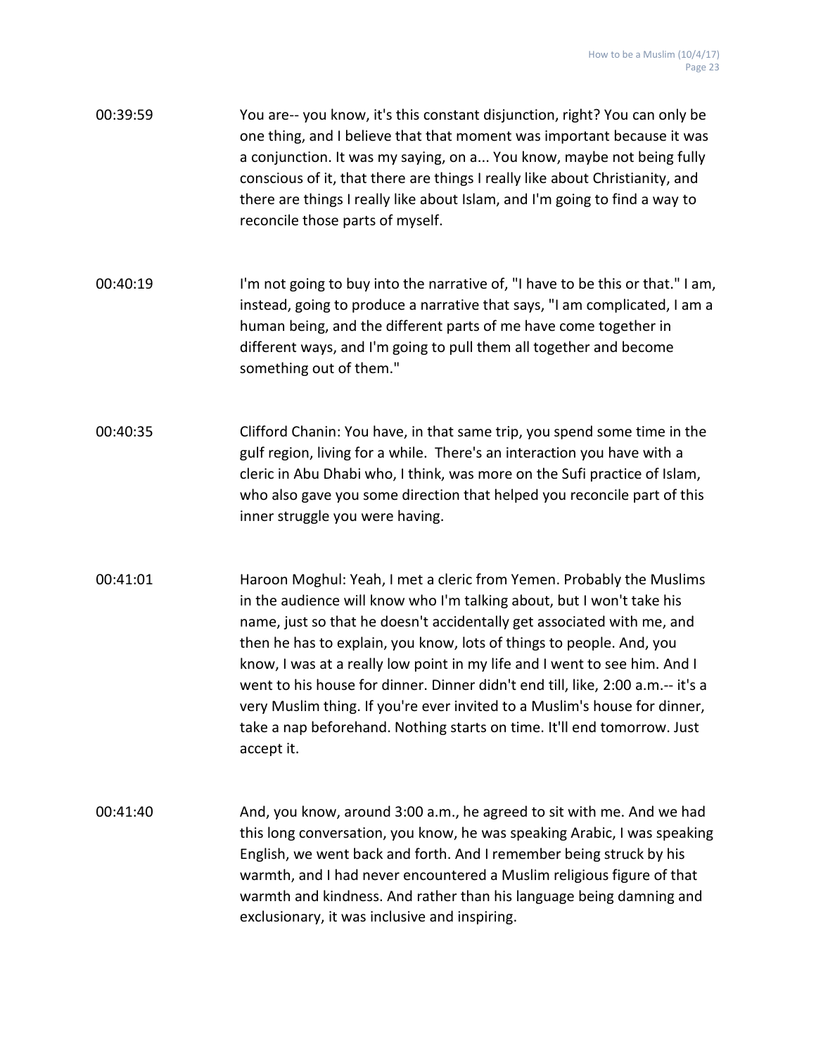00:39:59 You are-- you know, it's this constant disjunction, right? You can only be one thing, and I believe that that moment was important because it was a conjunction. It was my saying, on a... You know, maybe not being fully conscious of it, that there are things I really like about Christianity, and there are things I really like about Islam, and I'm going to find a way to reconcile those parts of myself.

00:40:19 I'm not going to buy into the narrative of, "I have to be this or that." I am, instead, going to produce a narrative that says, "I am complicated, I am a human being, and the different parts of me have come together in different ways, and I'm going to pull them all together and become something out of them."

00:40:35 Clifford Chanin: You have, in that same trip, you spend some time in the gulf region, living for a while. There's an interaction you have with a cleric in Abu Dhabi who, I think, was more on the Sufi practice of Islam, who also gave you some direction that helped you reconcile part of this inner struggle you were having.

00:41:01 Haroon Moghul: Yeah, I met a cleric from Yemen. Probably the Muslims in the audience will know who I'm talking about, but I won't take his name, just so that he doesn't accidentally get associated with me, and then he has to explain, you know, lots of things to people. And, you know, I was at a really low point in my life and I went to see him. And I went to his house for dinner. Dinner didn't end till, like, 2:00 a.m.-- it's a very Muslim thing. If you're ever invited to a Muslim's house for dinner, take a nap beforehand. Nothing starts on time. It'll end tomorrow. Just accept it.

00:41:40 And, you know, around 3:00 a.m., he agreed to sit with me. And we had this long conversation, you know, he was speaking Arabic, I was speaking English, we went back and forth. And I remember being struck by his warmth, and I had never encountered a Muslim religious figure of that warmth and kindness. And rather than his language being damning and exclusionary, it was inclusive and inspiring.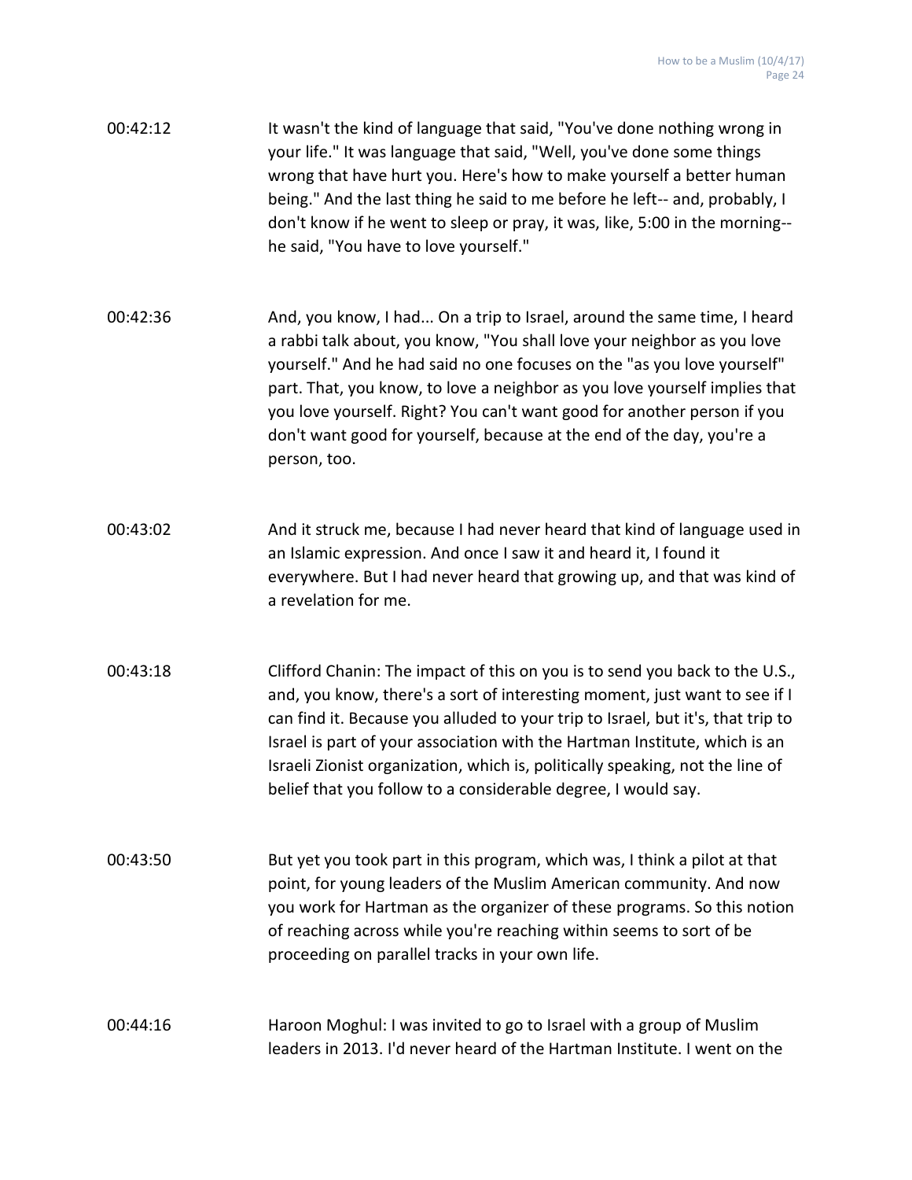00:42:12 It wasn't the kind of language that said, "You've done nothing wrong in your life." It was language that said, "Well, you've done some things wrong that have hurt you. Here's how to make yourself a better human being." And the last thing he said to me before he left-- and, probably, I don't know if he went to sleep or pray, it was, like, 5:00 in the morning-- he said, "You have to love yourself."

00:42:36 And, you know, I had... On a trip to Israel, around the same time, I heard a rabbi talk about, you know, "You shall love your neighbor as you love yourself." And he had said no one focuses on the "as you love yourself" part. That, you know, to love a neighbor as you love yourself implies that you love yourself. Right? You can't want good for another person if you don't want good for yourself, because at the end of the day, you're a person, too.

00:43:02 And it struck me, because I had never heard that kind of language used in an Islamic expression. And once I saw it and heard it, I found it everywhere. But I had never heard that growing up, and that was kind of a revelation for me.

00:43:18 Clifford Chanin: The impact of this on you is to send you back to the U.S., and, you know, there's a sort of interesting moment, just want to see if I can find it. Because you alluded to your trip to Israel, but it's, that trip to Israel is part of your association with the Hartman Institute, which is an Israeli Zionist organization, which is, politically speaking, not the line of belief that you follow to a considerable degree, I would say.

00:43:50 But yet you took part in this program, which was, I think a pilot at that point, for young leaders of the Muslim American community. And now you work for Hartman as the organizer of these programs. So this notion of reaching across while you're reaching within seems to sort of be proceeding on parallel tracks in your own life.

00:44:16 Haroon Moghul: I was invited to go to Israel with a group of Muslim leaders in 2013. I'd never heard of the Hartman Institute. I went on the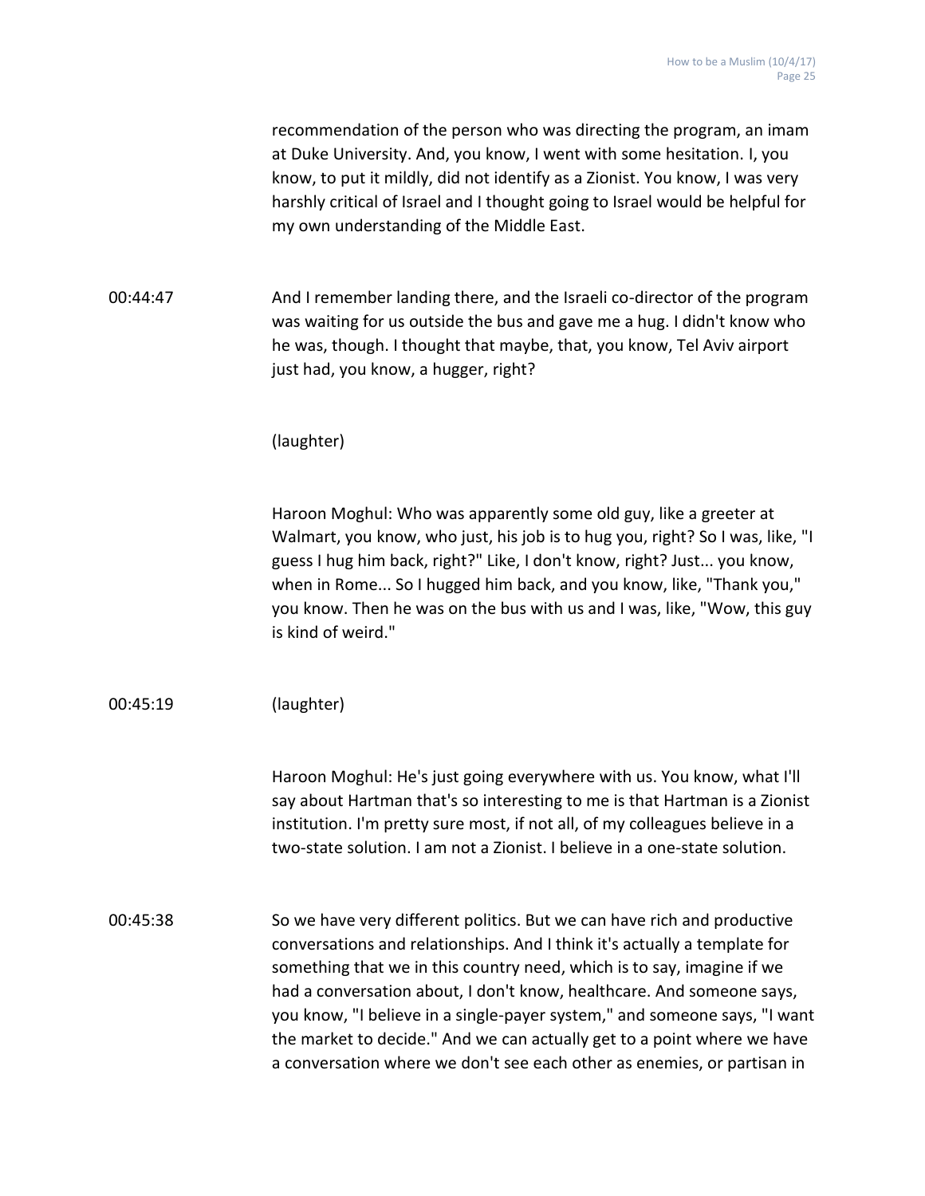recommendation of the person who was directing the program, an imam at Duke University. And, you know, I went with some hesitation. I, you know, to put it mildly, did not identify as a Zionist. You know, I was very harshly critical of Israel and I thought going to Israel would be helpful for my own understanding of the Middle East.

00:44:47 And I remember landing there, and the Israeli co-director of the program was waiting for us outside the bus and gave me a hug. I didn't know who he was, though. I thought that maybe, that, you know, Tel Aviv airport just had, you know, a hugger, right?

(laughter)

Haroon Moghul: Who was apparently some old guy, like a greeter at Walmart, you know, who just, his job is to hug you, right? So I was, like, "I guess I hug him back, right?" Like, I don't know, right? Just... you know, when in Rome... So I hugged him back, and you know, like, "Thank you," you know. Then he was on the bus with us and I was, like, "Wow, this guy is kind of weird."

00:45:19 (laughter)

Haroon Moghul: He's just going everywhere with us. You know, what I'll say about Hartman that's so interesting to me is that Hartman is a Zionist institution. I'm pretty sure most, if not all, of my colleagues believe in a two-state solution. I am not a Zionist. I believe in a one-state solution.

00:45:38 So we have very different politics. But we can have rich and productive conversations and relationships. And I think it's actually a template for something that we in this country need, which is to say, imagine if we had a conversation about, I don't know, healthcare. And someone says, you know, "I believe in a single-payer system," and someone says, "I want the market to decide." And we can actually get to a point where we have a conversation where we don't see each other as enemies, or partisan in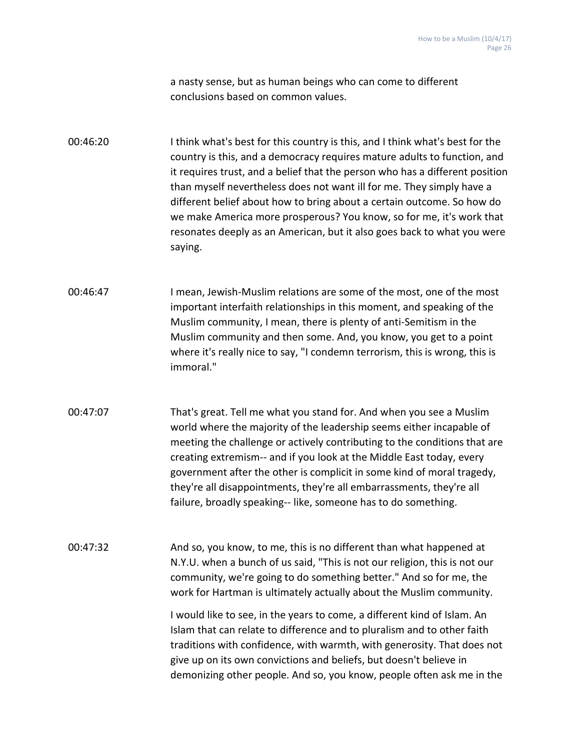a nasty sense, but as human beings who can come to different conclusions based on common values.

00:46:20 I think what's best for this country is this, and I think what's best for the country is this, and a democracy requires mature adults to function, and it requires trust, and a belief that the person who has a different position than myself nevertheless does not want ill for me. They simply have a different belief about how to bring about a certain outcome. So how do we make America more prosperous? You know, so for me, it's work that resonates deeply as an American, but it also goes back to what you were saying.

00:46:47 I mean, Jewish-Muslim relations are some of the most, one of the most important interfaith relationships in this moment, and speaking of the Muslim community, I mean, there is plenty of anti-Semitism in the Muslim community and then some. And, you know, you get to a point where it's really nice to say, "I condemn terrorism, this is wrong, this is immoral."

00:47:07 That's great. Tell me what you stand for. And when you see a Muslim world where the majority of the leadership seems either incapable of meeting the challenge or actively contributing to the conditions that are creating extremism-- and if you look at the Middle East today, every government after the other is complicit in some kind of moral tragedy, they're all disappointments, they're all embarrassments, they're all failure, broadly speaking-- like, someone has to do something.

00:47:32 And so, you know, to me, this is no different than what happened at N.Y.U. when a bunch of us said, "This is not our religion, this is not our community, we're going to do something better." And so for me, the work for Hartman is ultimately actually about the Muslim community.

I would like to see, in the years to come, a different kind of Islam. An Islam that can relate to difference and to pluralism and to other faith traditions with confidence, with warmth, with generosity. That does not give up on its own convictions and beliefs, but doesn't believe in demonizing other people. And so, you know, people often ask me in the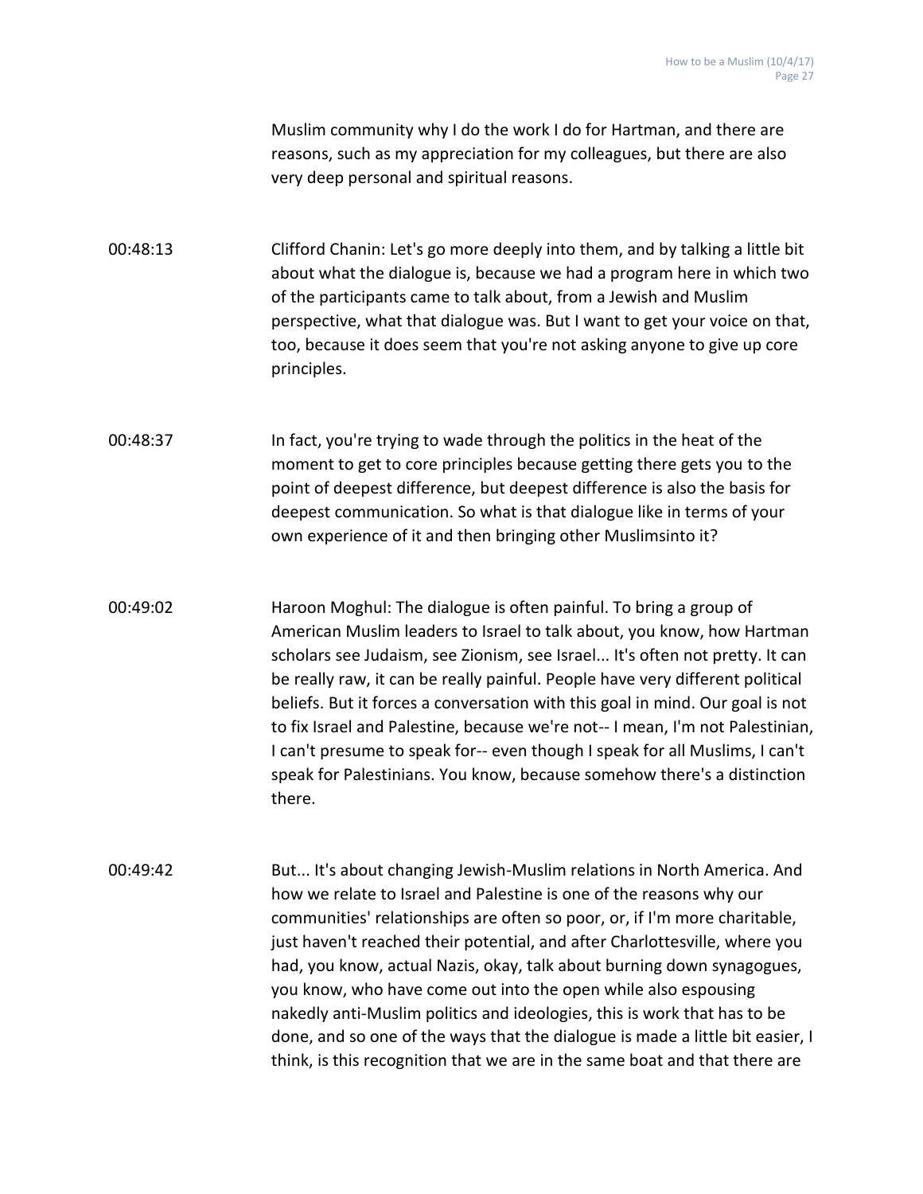Muslim community why I do the work I do for Hartman, and there are reasons, such as my appreciation for my colleagues, but there are also very deep personal and spiritual reasons.

00:48:13 Clifford Chanin: Let's go more deeply into them, and by talking a little bit about what the dialogue is, because we had a program here in which two of the participants came to talk about, from a Jewish and Muslim perspective, what that dialogue was. But I want to get your voice on that, too, because it does seem that you're not asking anyone to give up core principles.

00:48:37 In fact, you're trying to wade through the politics in the heat of the moment to get to core principles because getting there gets you to the point of deepest difference, but deepest difference is also the basis for deepest communication. So what is that dialogue like in terms of your own experience of it and then bringing other Muslimsinto it?

00:49:02 Haroon Moghul: The dialogue is often painful. To bring a group of American Muslim leaders to Israel to talk about, you know, how Hartman scholars see Judaism, see Zionism, see Israel... It's often not pretty. It can be really raw, it can be really painful. People have very different political beliefs. But it forces a conversation with this goal in mind. Our goal is not to fix Israel and Palestine, because we're not-- I mean, I'm not Palestinian, I can't presume to speak for-- even though I speak for all Muslims, I can't speak for Palestinians. You know, because somehow there's a distinction there.

00:49:42 But... It's about changing Jewish-Muslim relations in North America. And how we relate to Israel and Palestine is one of the reasons why our communities' relationships are often so poor, or, if I'm more charitable, just haven't reached their potential, and after Charlottesville, where you had, you know, actual Nazis, okay, talk about burning down synagogues, you know, who have come out into the open while also espousing nakedly anti-Muslim politics and ideologies, this is work that has to be done, and so one of the ways that the dialogue is made a little bit easier, I think, is this recognition that we are in the same boat and that there are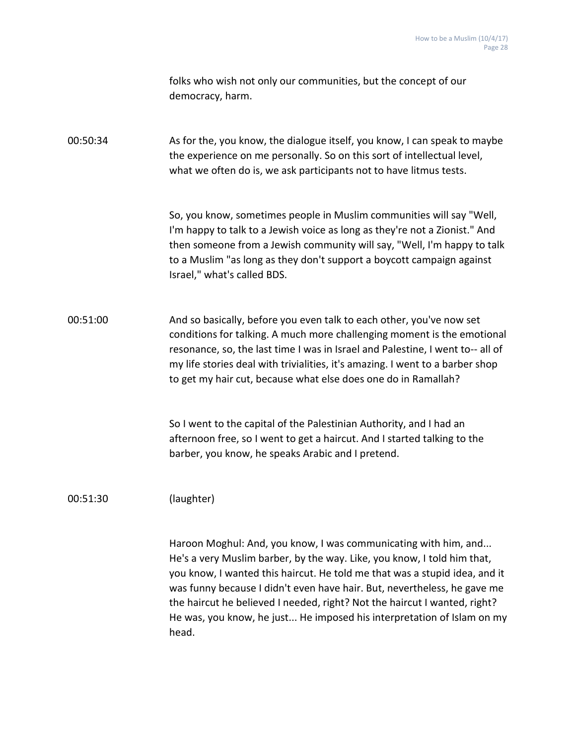folks who wish not only our communities, but the concept of our democracy, harm.

00:50:34 As for the, you know, the dialogue itself, you know, I can speak to maybe the experience on me personally. So on this sort of intellectual level, what we often do is, we ask participants not to have litmus tests.

So, you know, sometimes people in Muslim communities will say "Well, I'm happy to talk to a Jewish voice as long as they're not a Zionist." And then someone from a Jewish community will say, "Well, I'm happy to talk to a Muslim "as long as they don't support a boycott campaign against Israel," what's called BDS.

00:51:00 And so basically, before you even talk to each other, you've now set conditions for talking. A much more challenging moment is the emotional resonance, so, the last time I was in Israel and Palestine, I went to-- all of my life stories deal with trivialities, it's amazing. I went to a barber shop to get my hair cut, because what else does one do in Ramallah?

So I went to the capital of the Palestinian Authority, and I had an afternoon free, so I went to get a haircut. And I started talking to the barber, you know, he speaks Arabic and I pretend.

00:51:30 (laughter)

Haroon Moghul: And, you know, I was communicating with him, and... He's a very Muslim barber, by the way. Like, you know, I told him that, you know, I wanted this haircut. He told me that was a stupid idea, and it was funny because I didn't even have hair. But, nevertheless, he gave me the haircut he believed I needed, right? Not the haircut I wanted, right? He was, you know, he just... He imposed his interpretation of Islam on my head.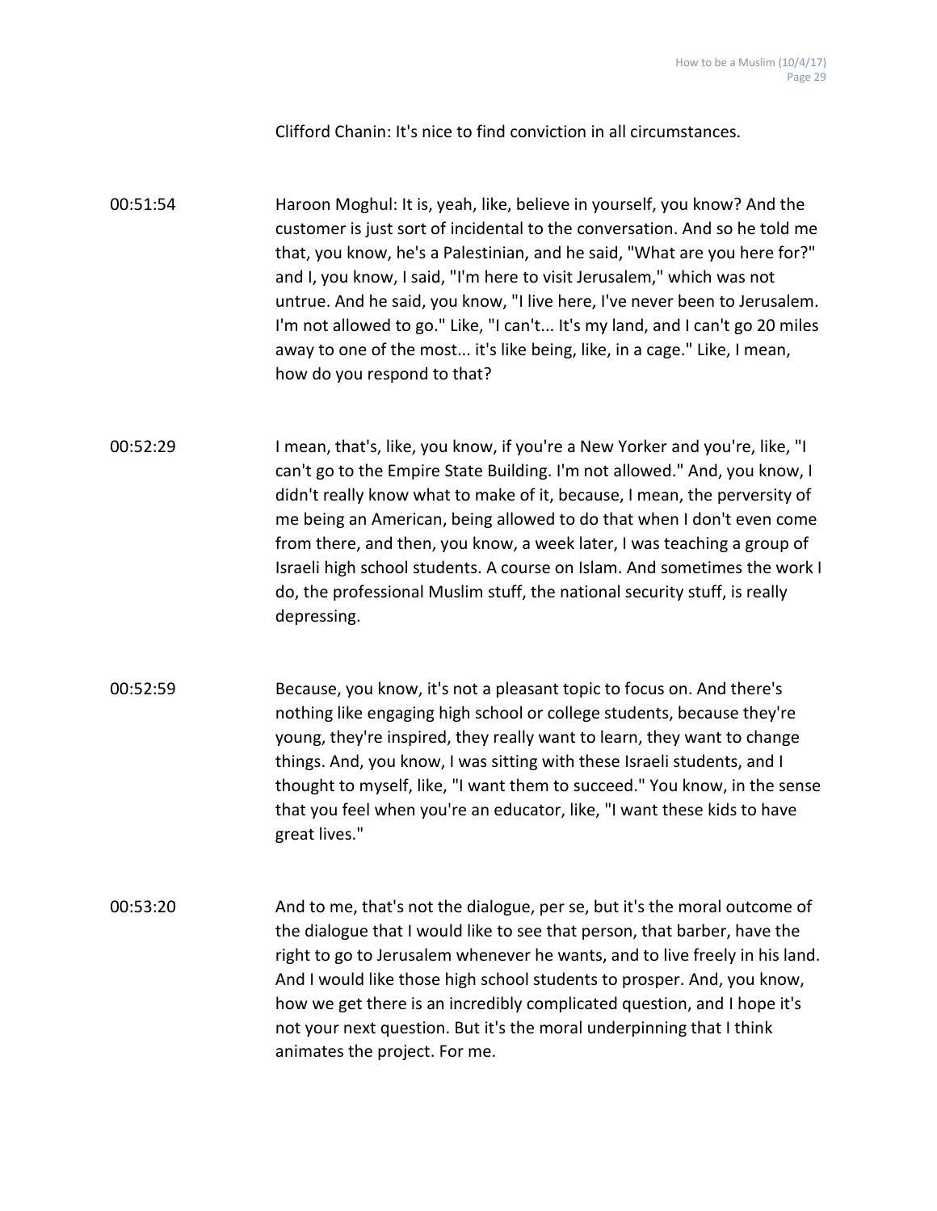Clifford Chanin: It's nice to find conviction in all circumstances.

00:51:54 Haroon Moghul: It is, yeah, like, believe in yourself, you know? And the customer is just sort of incidental to the conversation. And so he told me that, you know, he's a Palestinian, and he said, "What are you here for?" and I, you know, I said, "I'm here to visit Jerusalem," which was not untrue. And he said, you know, "I live here, I've never been to Jerusalem. I'm not allowed to go." Like, "I can't... It's my land, and I can't go 20 miles away to one of the most... it's like being, like, in a cage." Like, I mean, how do you respond to that?

00:52:29 I mean, that's, like, you know, if you're a New Yorker and you're, like, "I can't go to the Empire State Building. I'm not allowed." And, you know, I didn't really know what to make of it, because, I mean, the perversity of me being an American, being allowed to do that when I don't even come from there, and then, you know, a week later, I was teaching a group of Israeli high school students. A course on Islam. And sometimes the work I do, the professional Muslim stuff, the national security stuff, is really depressing.

00:52:59 Because, you know, it's not a pleasant topic to focus on. And there's nothing like engaging high school or college students, because they're young, they're inspired, they really want to learn, they want to change things. And, you know, I was sitting with these Israeli students, and I thought to myself, like, "I want them to succeed." You know, in the sense that you feel when you're an educator, like, "I want these kids to have great lives."

00:53:20 And to me, that's not the dialogue, per se, but it's the moral outcome of the dialogue that I would like to see that person, that barber, have the right to go to Jerusalem whenever he wants, and to live freely in his land. And I would like those high school students to prosper. And, you know, how we get there is an incredibly complicated question, and I hope it's not your next question. But it's the moral underpinning that I think animates the project. For me.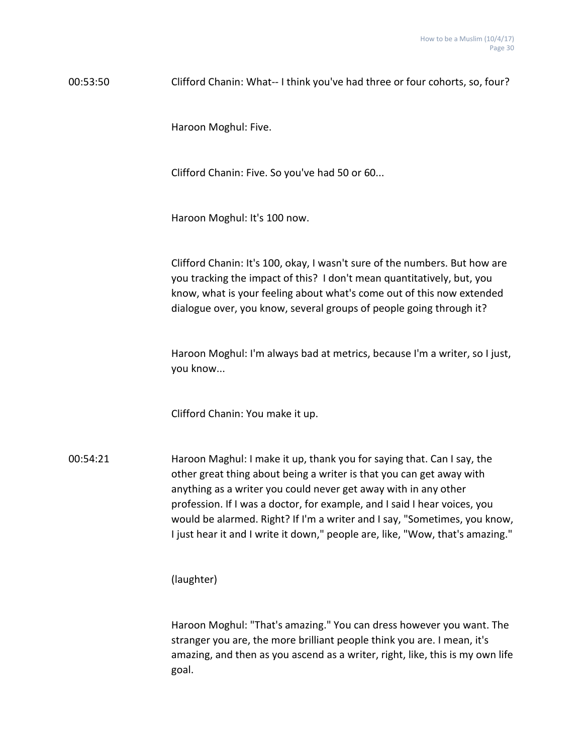00:53:50 Clifford Chanin: What-- I think you've had three or four cohorts, so, four?

Haroon Moghul: Five.

Clifford Chanin: Five. So you've had 50 or 60...

Haroon Moghul: It's 100 now.

Clifford Chanin: It's 100, okay, I wasn't sure of the numbers. But how are you tracking the impact of this? I don't mean quantitatively, but, you know, what is your feeling about what's come out of this now extended dialogue over, you know, several groups of people going through it?

Haroon Moghul: I'm always bad at metrics, because I'm a writer, so I just, you know...

Clifford Chanin: You make it up.

00:54:21 Haroon Maghul: I make it up, thank you for saying that. Can I say, the other great thing about being a writer is that you can get away with anything as a writer you could never get away with in any other profession. If I was a doctor, for example, and I said I hear voices, you would be alarmed. Right? If I'm a writer and I say, "Sometimes, you know, I just hear it and I write it down," people are, like, "Wow, that's amazing."

(laughter)

Haroon Moghul: "That's amazing." You can dress however you want. The stranger you are, the more brilliant people think you are. I mean, it's amazing, and then as you ascend as a writer, right, like, this is my own life goal.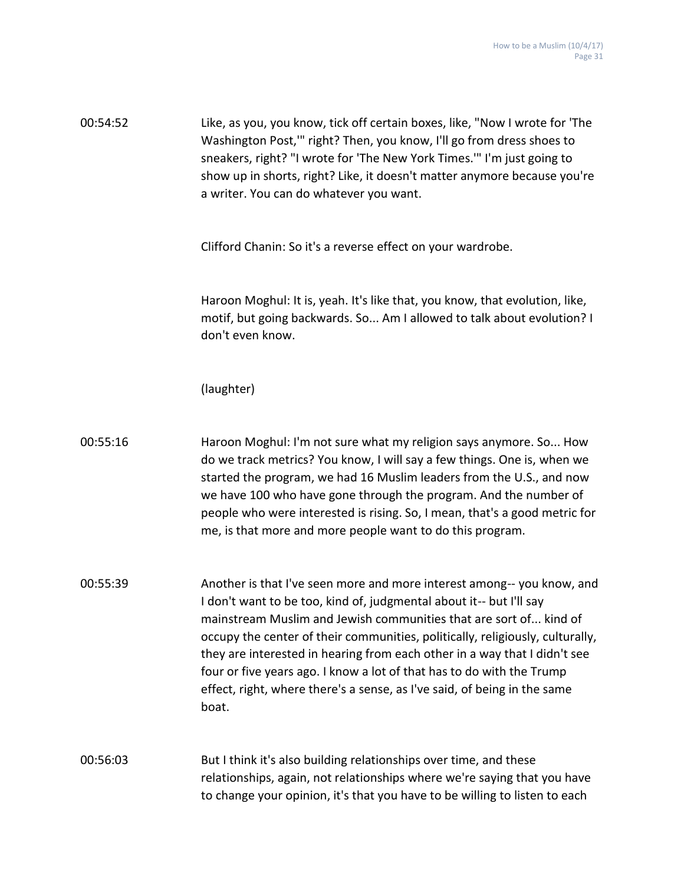00:54:52 Like, as you, you know, tick off certain boxes, like, "Now I wrote for 'The Washington Post,'" right? Then, you know, I'll go from dress shoes to sneakers, right? "I wrote for 'The New York Times.'" I'm just going to show up in shorts, right? Like, it doesn't matter anymore because you're a writer. You can do whatever you want.

Clifford Chanin: So it's a reverse effect on your wardrobe.

Haroon Moghul: It is, yeah. It's like that, you know, that evolution, like, motif, but going backwards. So... Am I allowed to talk about evolution? I don't even know.

(laughter)

00:55:16 Haroon Moghul: I'm not sure what my religion says anymore. So... How do we track metrics? You know, I will say a few things. One is, when we started the program, we had 16 Muslim leaders from the U.S., and now we have 100 who have gone through the program. And the number of people who were interested is rising. So, I mean, that's a good metric for me, is that more and more people want to do this program.

00:55:39 Another is that I've seen more and more interest among-- you know, and I don't want to be too, kind of, judgmental about it-- but I'll say mainstream Muslim and Jewish communities that are sort of... kind of occupy the center of their communities, politically, religiously, culturally, they are interested in hearing from each other in a way that I didn't see four or five years ago. I know a lot of that has to do with the Trump effect, right, where there's a sense, as I've said, of being in the same boat.

00:56:03 But I think it's also building relationships over time, and these relationships, again, not relationships where we're saying that you have to change your opinion, it's that you have to be willing to listen to each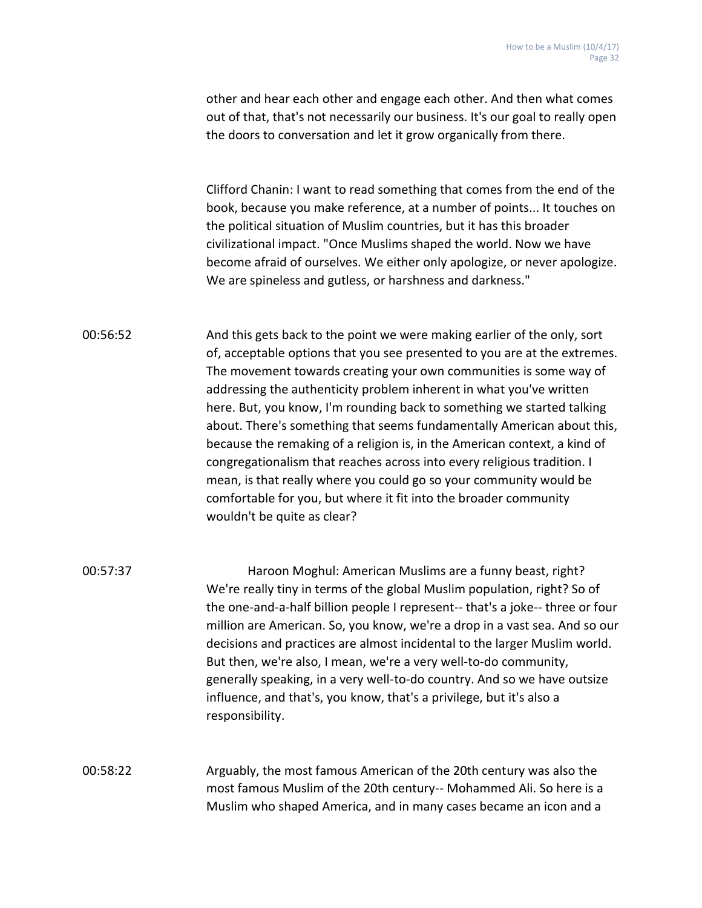other and hear each other and engage each other. And then what comes out of that, that's not necessarily our business. It's our goal to really open the doors to conversation and let it grow organically from there.

Clifford Chanin: I want to read something that comes from the end of the book, because you make reference, at a number of points... It touches on the political situation of Muslim countries, but it has this broader civilizational impact. "Once Muslims shaped the world. Now we have become afraid of ourselves. We either only apologize, or never apologize. We are spineless and gutless, or harshness and darkness."

00:56:52 And this gets back to the point we were making earlier of the only, sort of, acceptable options that you see presented to you are at the extremes. The movement towards creating your own communities is some way of addressing the authenticity problem inherent in what you've written here. But, you know, I'm rounding back to something we started talking about. There's something that seems fundamentally American about this, because the remaking of a religion is, in the American context, a kind of congregationalism that reaches across into every religious tradition. I mean, is that really where you could go so your community would be comfortable for you, but where it fit into the broader community wouldn't be quite as clear?

00:57:37 Haroon Moghul: American Muslims are a funny beast, right? We're really tiny in terms of the global Muslim population, right? So of the one-and-a-half billion people I represent-- that's a joke-- three or four million are American. So, you know, we're a drop in a vast sea. And so our decisions and practices are almost incidental to the larger Muslim world. But then, we're also, I mean, we're a very well-to-do community, generally speaking, in a very well-to-do country. And so we have outsize influence, and that's, you know, that's a privilege, but it's also a responsibility.

00:58:22 Arguably, the most famous American of the 20th century was also the most famous Muslim of the 20th century-- Mohammed Ali. So here is a Muslim who shaped America, and in many cases became an icon and a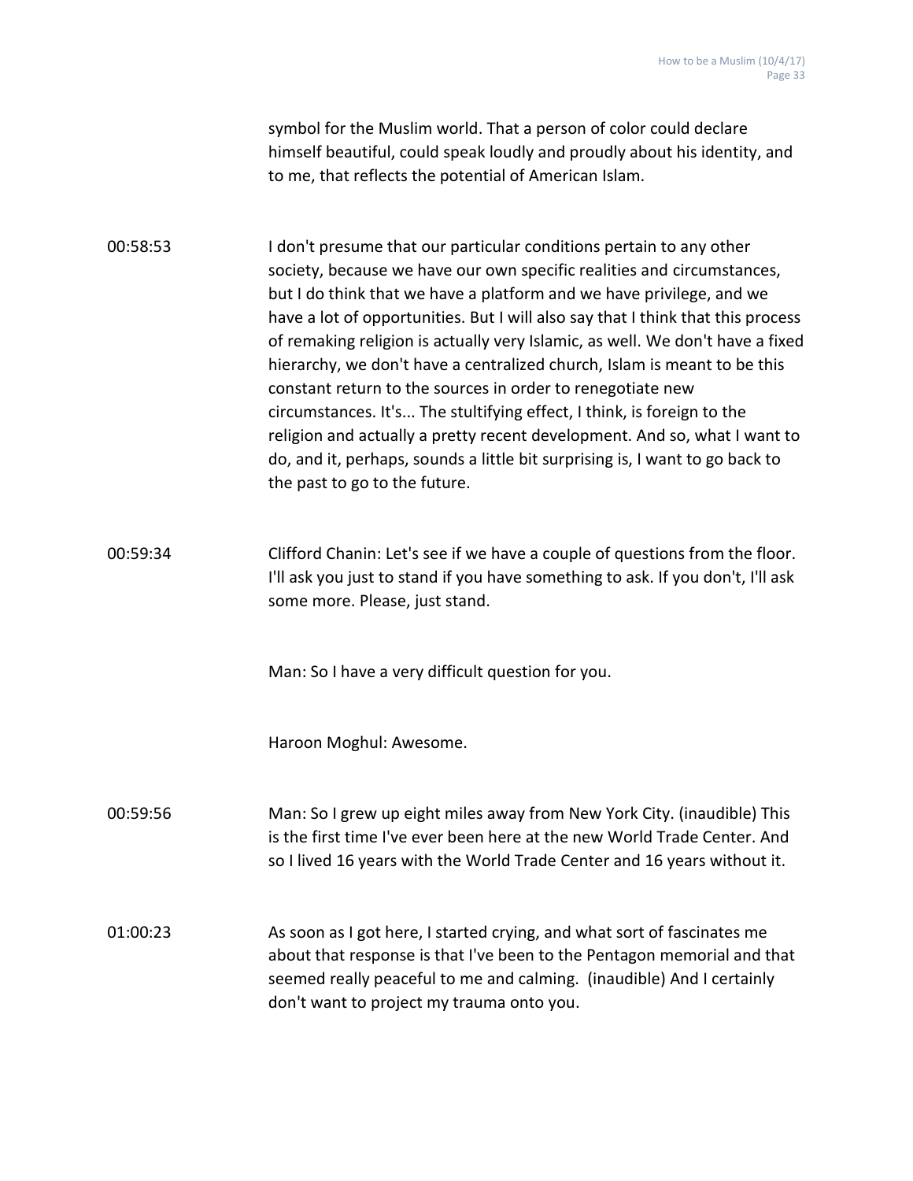symbol for the Muslim world. That a person of color could declare himself beautiful, could speak loudly and proudly about his identity, and to me, that reflects the potential of American Islam.

00:58:53 I don't presume that our particular conditions pertain to any other society, because we have our own specific realities and circumstances, but I do think that we have a platform and we have privilege, and we have a lot of opportunities. But I will also say that I think that this process of remaking religion is actually very Islamic, as well. We don't have a fixed hierarchy, we don't have a centralized church, Islam is meant to be this constant return to the sources in order to renegotiate new circumstances. It's... The stultifying effect, I think, is foreign to the religion and actually a pretty recent development. And so, what I want to do, and it, perhaps, sounds a little bit surprising is, I want to go back to the past to go to the future.

00:59:34 Clifford Chanin: Let's see if we have a couple of questions from the floor. I'll ask you just to stand if you have something to ask. If you don't, I'll ask some more. Please, just stand.

Man: So I have a very difficult question for you.

Haroon Moghul: Awesome.

00:59:56 Man: So I grew up eight miles away from New York City. (inaudible) This is the first time I've ever been here at the new World Trade Center. And so I lived 16 years with the World Trade Center and 16 years without it.

01:00:23 As soon as I got here, I started crying, and what sort of fascinates me about that response is that I've been to the Pentagon memorial and that seemed really peaceful to me and calming. (inaudible) And I certainly don't want to project my trauma onto you.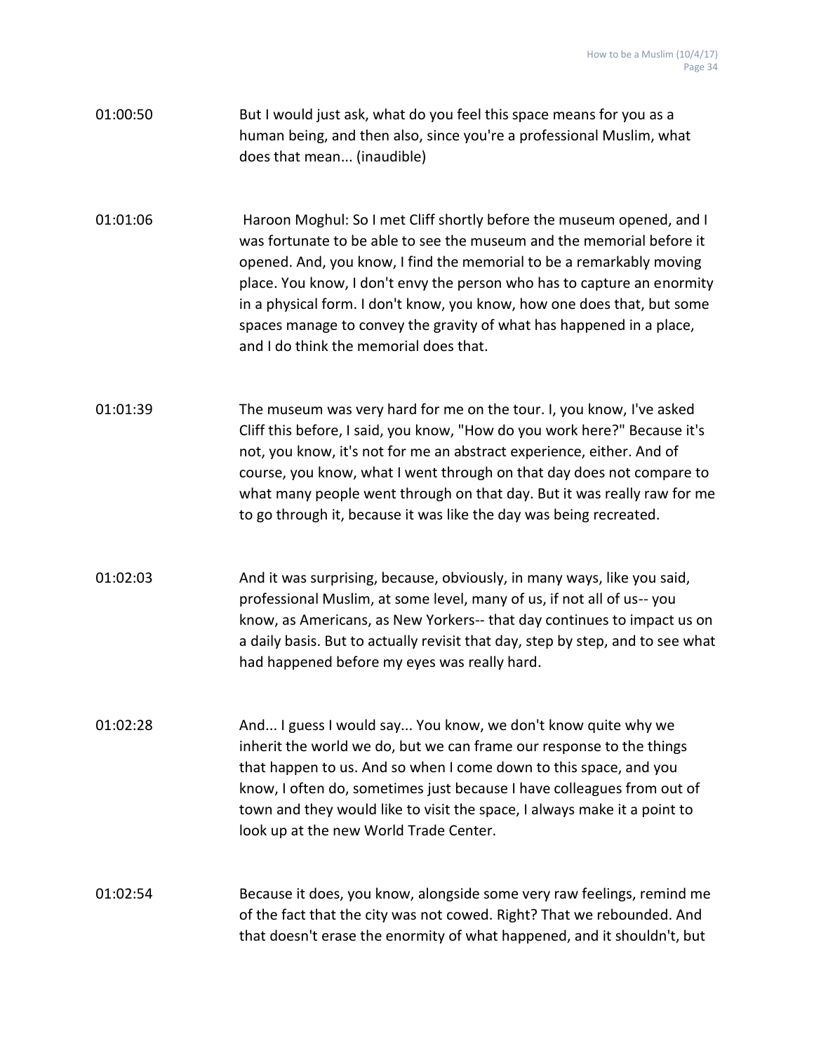01:00:50 But I would just ask, what do you feel this space means for you as a human being, and then also, since you're a professional Muslim, what does that mean... (inaudible)

01:01:06 Haroon Moghul: So I met Cliff shortly before the museum opened, and I was fortunate to be able to see the museum and the memorial before it opened. And, you know, I find the memorial to be a remarkably moving place. You know, I don't envy the person who has to capture an enormity in a physical form. I don't know, you know, how one does that, but some spaces manage to convey the gravity of what has happened in a place, and I do think the memorial does that.

01:01:39 The museum was very hard for me on the tour. I, you know, I've asked Cliff this before, I said, you know, "How do you work here?" Because it's not, you know, it's not for me an abstract experience, either. And of course, you know, what I went through on that day does not compare to what many people went through on that day. But it was really raw for me to go through it, because it was like the day was being recreated.

01:02:03 And it was surprising, because, obviously, in many ways, like you said, professional Muslim, at some level, many of us, if not all of us-- you know, as Americans, as New Yorkers-- that day continues to impact us on a daily basis. But to actually revisit that day, step by step, and to see what had happened before my eyes was really hard.

01:02:28 And... I guess I would say... You know, we don't know quite why we inherit the world we do, but we can frame our response to the things that happen to us. And so when I come down to this space, and you know, I often do, sometimes just because I have colleagues from out of town and they would like to visit the space, I always make it a point to look up at the new World Trade Center.

01:02:54 Because it does, you know, alongside some very raw feelings, remind me of the fact that the city was not cowed. Right? That we rebounded. And that doesn't erase the enormity of what happened, and it shouldn't, but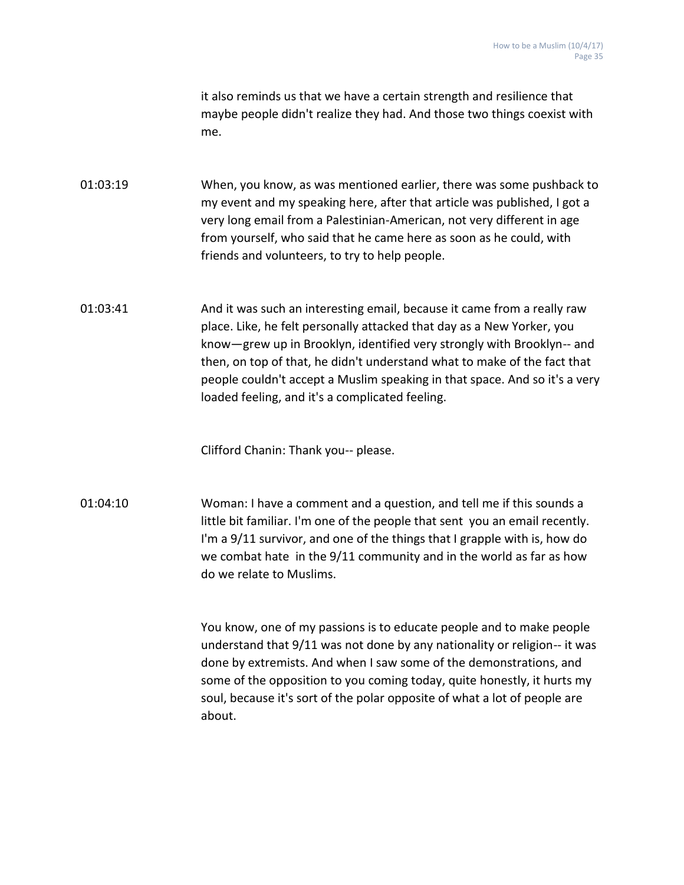it also reminds us that we have a certain strength and resilience that maybe people didn't realize they had. And those two things coexist with me.

01:03:19 When, you know, as was mentioned earlier, there was some pushback to my event and my speaking here, after that article was published, I got a very long email from a Palestinian-American, not very different in age from yourself, who said that he came here as soon as he could, with friends and volunteers, to try to help people.

01:03:41 And it was such an interesting email, because it came from a really raw place. Like, he felt personally attacked that day as a New Yorker, you know—grew up in Brooklyn, identified very strongly with Brooklyn-- and then, on top of that, he didn't understand what to make of the fact that people couldn't accept a Muslim speaking in that space. And so it's a very loaded feeling, and it's a complicated feeling.

Clifford Chanin: Thank you-- please.

01:04:10 Woman: I have a comment and a question, and tell me if this sounds a little bit familiar. I'm one of the people that sent you an email recently. I'm a 9/11 survivor, and one of the things that I grapple with is, how do we combat hate in the 9/11 community and in the world as far as how do we relate to Muslims.

You know, one of my passions is to educate people and to make people understand that 9/11 was not done by any nationality or religion-- it was done by extremists. And when I saw some of the demonstrations, and some of the opposition to you coming today, quite honestly, it hurts my soul, because it's sort of the polar opposite of what a lot of people are about.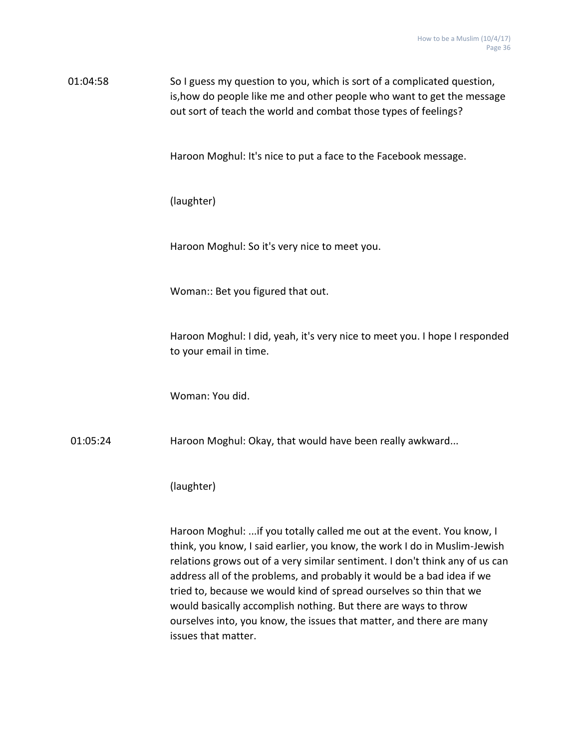01:04:58 So I guess my question to you, which is sort of a complicated question, is,how do people like me and other people who want to get the message out sort of teach the world and combat those types of feelings?

Haroon Moghul: It's nice to put a face to the Facebook message.

(laughter)

Haroon Moghul: So it's very nice to meet you.

Woman:: Bet you figured that out.

Haroon Moghul: I did, yeah, it's very nice to meet you. I hope I responded to your email in time.

Woman: You did.

01:05:24 Haroon Moghul: Okay, that would have been really awkward...

(laughter)

Haroon Moghul: ...if you totally called me out at the event. You know, I think, you know, I said earlier, you know, the work I do in Muslim-Jewish relations grows out of a very similar sentiment. I don't think any of us can address all of the problems, and probably it would be a bad idea if we tried to, because we would kind of spread ourselves so thin that we would basically accomplish nothing. But there are ways to throw ourselves into, you know, the issues that matter, and there are many issues that matter.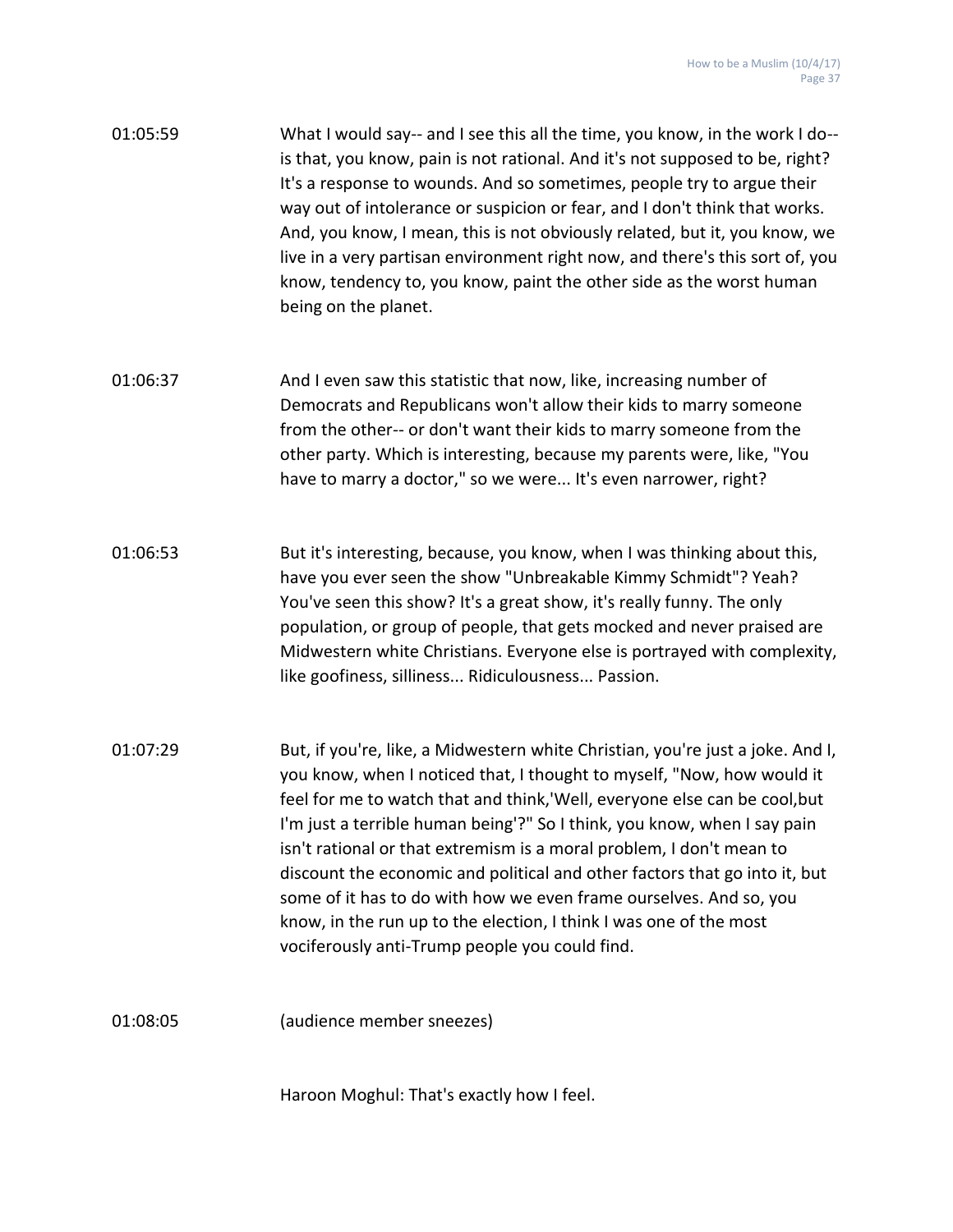01:05:59 What I would say-- and I see this all the time, you know, in the work I do-- is that, you know, pain is not rational. And it's not supposed to be, right? It's a response to wounds. And so sometimes, people try to argue their way out of intolerance or suspicion or fear, and I don't think that works. And, you know, I mean, this is not obviously related, but it, you know, we live in a very partisan environment right now, and there's this sort of, you know, tendency to, you know, paint the other side as the worst human being on the planet.

01:06:37 And I even saw this statistic that now, like, increasing number of Democrats and Republicans won't allow their kids to marry someone from the other-- or don't want their kids to marry someone from the other party. Which is interesting, because my parents were, like, "You have to marry a doctor," so we were... It's even narrower, right?

01:06:53 But it's interesting, because, you know, when I was thinking about this, have you ever seen the show "Unbreakable Kimmy Schmidt"? Yeah? You've seen this show? It's a great show, it's really funny. The only population, or group of people, that gets mocked and never praised are Midwestern white Christians. Everyone else is portrayed with complexity, like goofiness, silliness... Ridiculousness... Passion.

01:07:29 But, if you're, like, a Midwestern white Christian, you're just a joke. And I, you know, when I noticed that, I thought to myself, "Now, how would it feel for me to watch that and think,'Well, everyone else can be cool,but I'm just a terrible human being'?" So I think, you know, when I say pain isn't rational or that extremism is a moral problem, I don't mean to discount the economic and political and other factors that go into it, but some of it has to do with how we even frame ourselves. And so, you know, in the run up to the election, I think I was one of the most vociferously anti-Trump people you could find.

01:08:05 (audience member sneezes)

Haroon Moghul: That's exactly how I feel.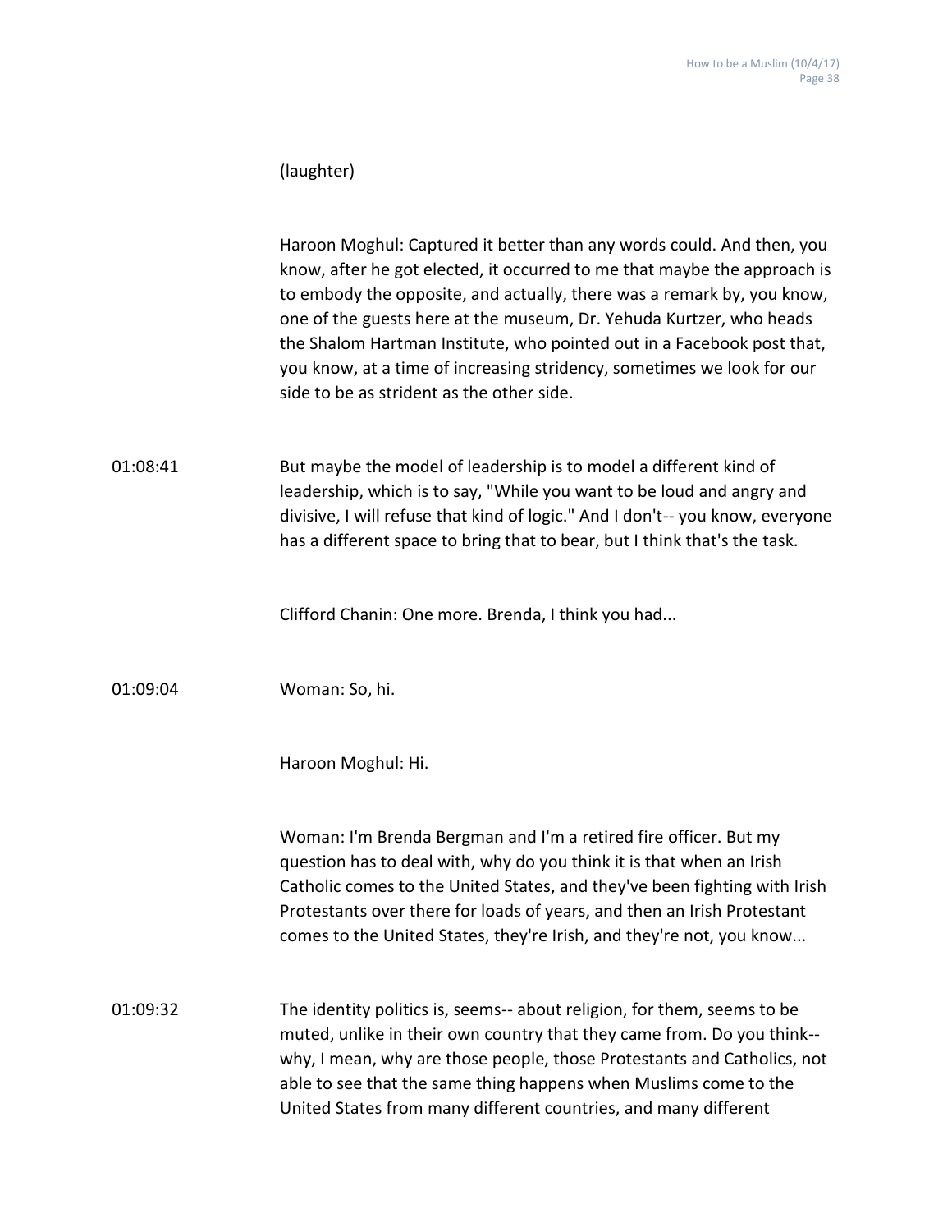(laughter)

Haroon Moghul: Captured it better than any words could. And then, you know, after he got elected, it occurred to me that maybe the approach is to embody the opposite, and actually, there was a remark by, you know, one of the guests here at the museum, Dr. Yehuda Kurtzer, who heads the Shalom Hartman Institute, who pointed out in a Facebook post that, you know, at a time of increasing stridency, sometimes we look for our side to be as strident as the other side.

01:08:41 But maybe the model of leadership is to model a different kind of leadership, which is to say, "While you want to be loud and angry and divisive, I will refuse that kind of logic." And I don't-- you know, everyone has a different space to bring that to bear, but I think that's the task.

Clifford Chanin: One more. Brenda, I think you had...

01:09:04 Woman: So, hi.

Haroon Moghul: Hi.

Woman: I'm Brenda Bergman and I'm a retired fire officer. But my question has to deal with, why do you think it is that when an Irish Catholic comes to the United States, and they've been fighting with Irish Protestants over there for loads of years, and then an Irish Protestant comes to the United States, they're Irish, and they're not, you know...

01:09:32 The identity politics is, seems-- about religion, for them, seems to be muted, unlike in their own country that they came from. Do you think-- why, I mean, why are those people, those Protestants and Catholics, not able to see that the same thing happens when Muslims come to the United States from many different countries, and many different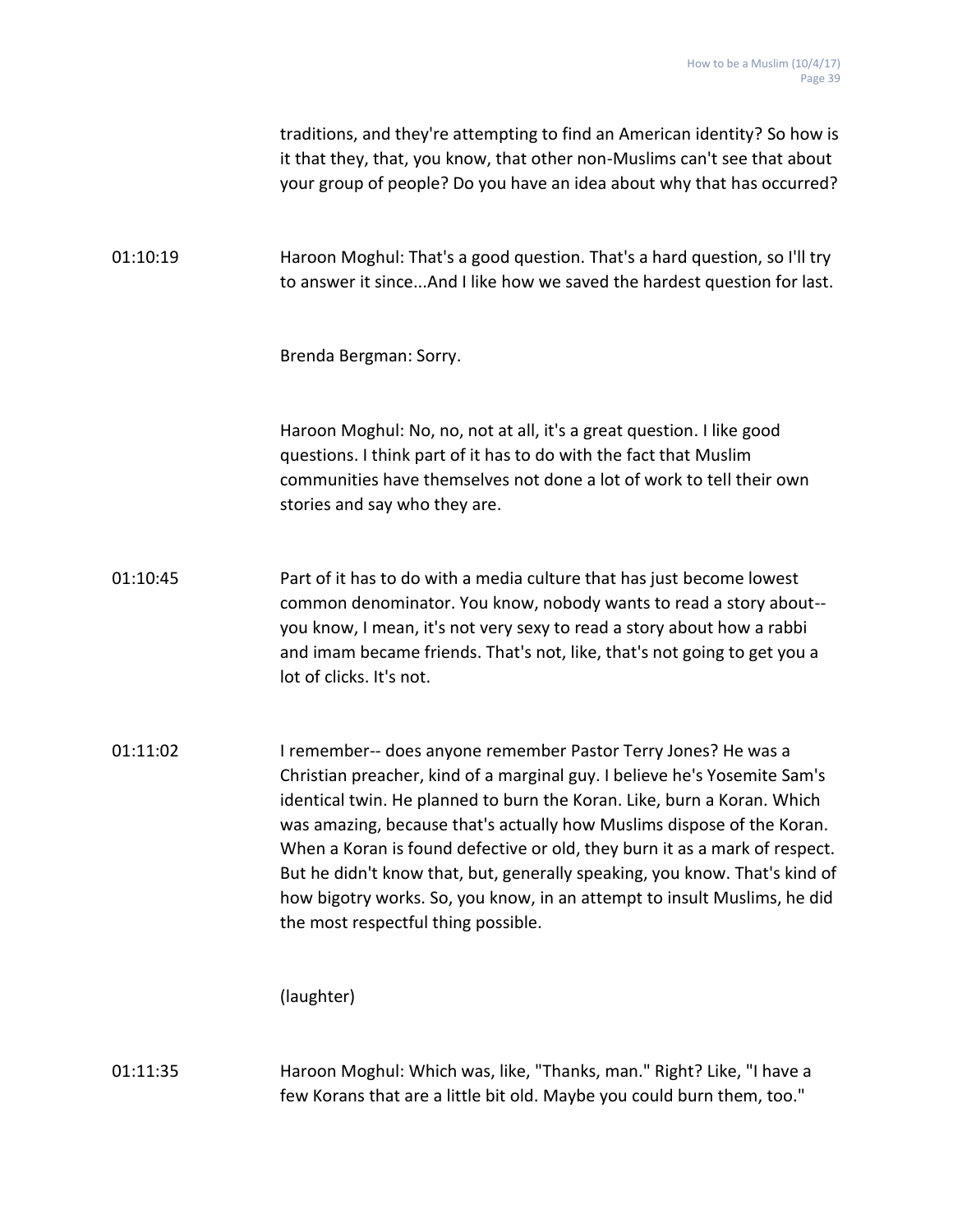traditions, and they're attempting to find an American identity? So how is it that they, that, you know, that other non-Muslims can't see that about your group of people? Do you have an idea about why that has occurred?

01:10:19 Haroon Moghul: That's a good question. That's a hard question, so I'll try to answer it since...And I like how we saved the hardest question for last.

Brenda Bergman: Sorry.

Haroon Moghul: No, no, not at all, it's a great question. I like good questions. I think part of it has to do with the fact that Muslim communities have themselves not done a lot of work to tell their own stories and say who they are.

01:10:45 Part of it has to do with a media culture that has just become lowest common denominator. You know, nobody wants to read a story about-- you know, I mean, it's not very sexy to read a story about how a rabbi and imam became friends. That's not, like, that's not going to get you a lot of clicks. It's not.

01:11:02 I remember-- does anyone remember Pastor Terry Jones? He was a Christian preacher, kind of a marginal guy. I believe he's Yosemite Sam's identical twin. He planned to burn the Koran. Like, burn a Koran. Which was amazing, because that's actually how Muslims dispose of the Koran. When a Koran is found defective or old, they burn it as a mark of respect. But he didn't know that, but, generally speaking, you know. That's kind of how bigotry works. So, you know, in an attempt to insult Muslims, he did the most respectful thing possible.

(laughter)

01:11:35 Haroon Moghul: Which was, like, "Thanks, man." Right? Like, "I have a few Korans that are a little bit old. Maybe you could burn them, too."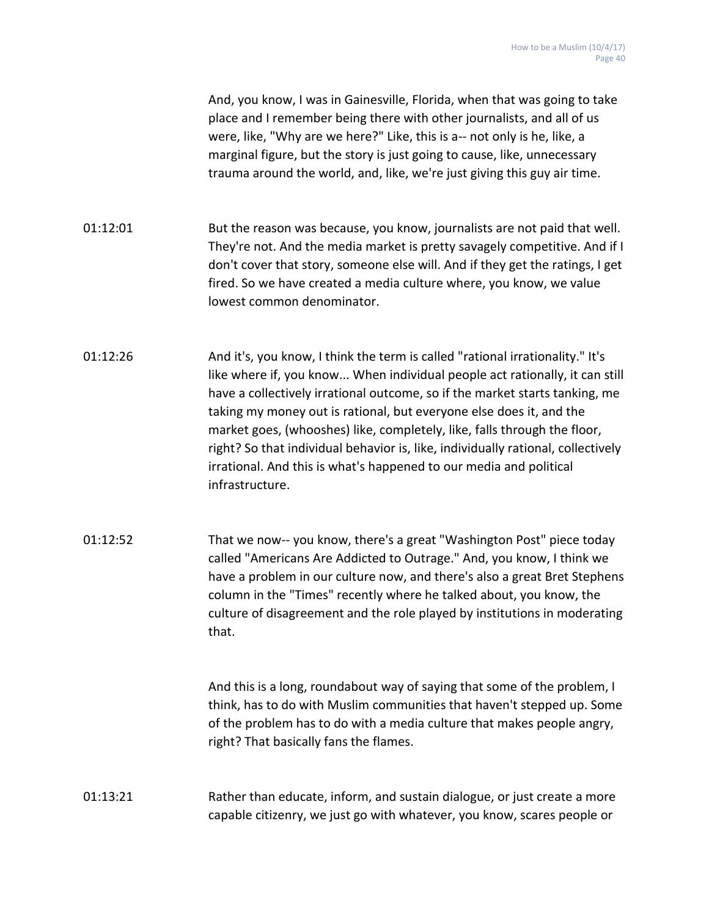And, you know, I was in Gainesville, Florida, when that was going to take place and I remember being there with other journalists, and all of us were, like, "Why are we here?" Like, this is a-- not only is he, like, a marginal figure, but the story is just going to cause, like, unnecessary trauma around the world, and, like, we're just giving this guy air time.

01:12:01 But the reason was because, you know, journalists are not paid that well. They're not. And the media market is pretty savagely competitive. And if I don't cover that story, someone else will. And if they get the ratings, I get fired. So we have created a media culture where, you know, we value lowest common denominator.

01:12:26 And it's, you know, I think the term is called "rational irrationality." It's like where if, you know... When individual people act rationally, it can still have a collectively irrational outcome, so if the market starts tanking, me taking my money out is rational, but everyone else does it, and the market goes, (whooshes) like, completely, like, falls through the floor, right? So that individual behavior is, like, individually rational, collectively irrational. And this is what's happened to our media and political infrastructure.

01:12:52 That we now-- you know, there's a great "Washington Post" piece today called "Americans Are Addicted to Outrage." And, you know, I think we have a problem in our culture now, and there's also a great Bret Stephens column in the "Times" recently where he talked about, you know, the culture of disagreement and the role played by institutions in moderating that.

And this is a long, roundabout way of saying that some of the problem, I think, has to do with Muslim communities that haven't stepped up. Some of the problem has to do with a media culture that makes people angry, right? That basically fans the flames.

01:13:21 Rather than educate, inform, and sustain dialogue, or just create a more capable citizenry, we just go with whatever, you know, scares people or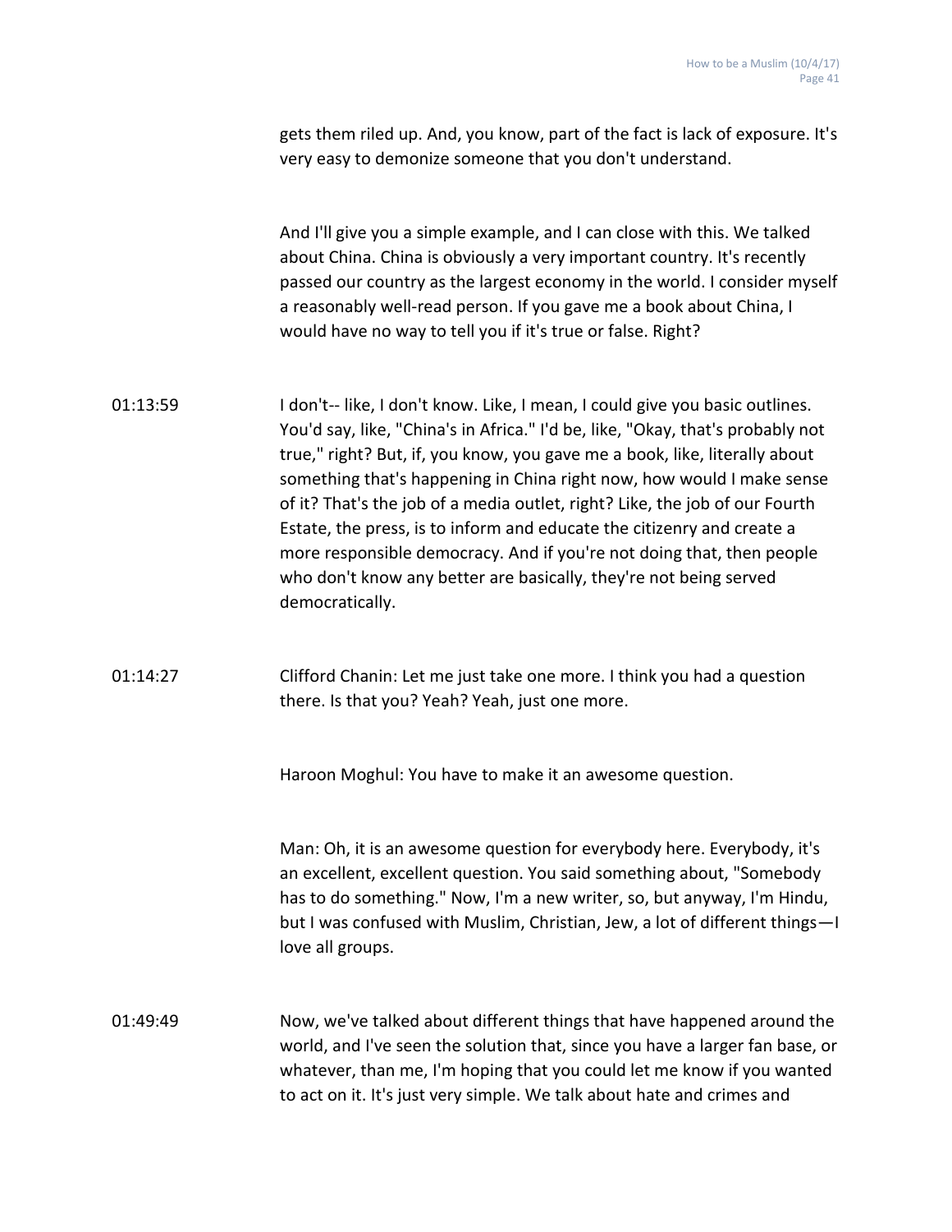gets them riled up. And, you know, part of the fact is lack of exposure. It's very easy to demonize someone that you don't understand.

And I'll give you a simple example, and I can close with this. We talked about China. China is obviously a very important country. It's recently passed our country as the largest economy in the world. I consider myself a reasonably well-read person. If you gave me a book about China, I would have no way to tell you if it's true or false. Right?

01:13:59 I don't-- like, I don't know. Like, I mean, I could give you basic outlines. You'd say, like, "China's in Africa." I'd be, like, "Okay, that's probably not true," right? But, if, you know, you gave me a book, like, literally about something that's happening in China right now, how would I make sense of it? That's the job of a media outlet, right? Like, the job of our Fourth Estate, the press, is to inform and educate the citizenry and create a more responsible democracy. And if you're not doing that, then people who don't know any better are basically, they're not being served democratically.

01:14:27 Clifford Chanin: Let me just take one more. I think you had a question there. Is that you? Yeah? Yeah, just one more.

Haroon Moghul: You have to make it an awesome question.

Man: Oh, it is an awesome question for everybody here. Everybody, it's an excellent, excellent question. You said something about, "Somebody has to do something." Now, I'm a new writer, so, but anyway, I'm Hindu, but I was confused with Muslim, Christian, Jew, a lot of different things—I love all groups.

01:49:49 Now, we've talked about different things that have happened around the world, and I've seen the solution that, since you have a larger fan base, or whatever, than me, I'm hoping that you could let me know if you wanted to act on it. It's just very simple. We talk about hate and crimes and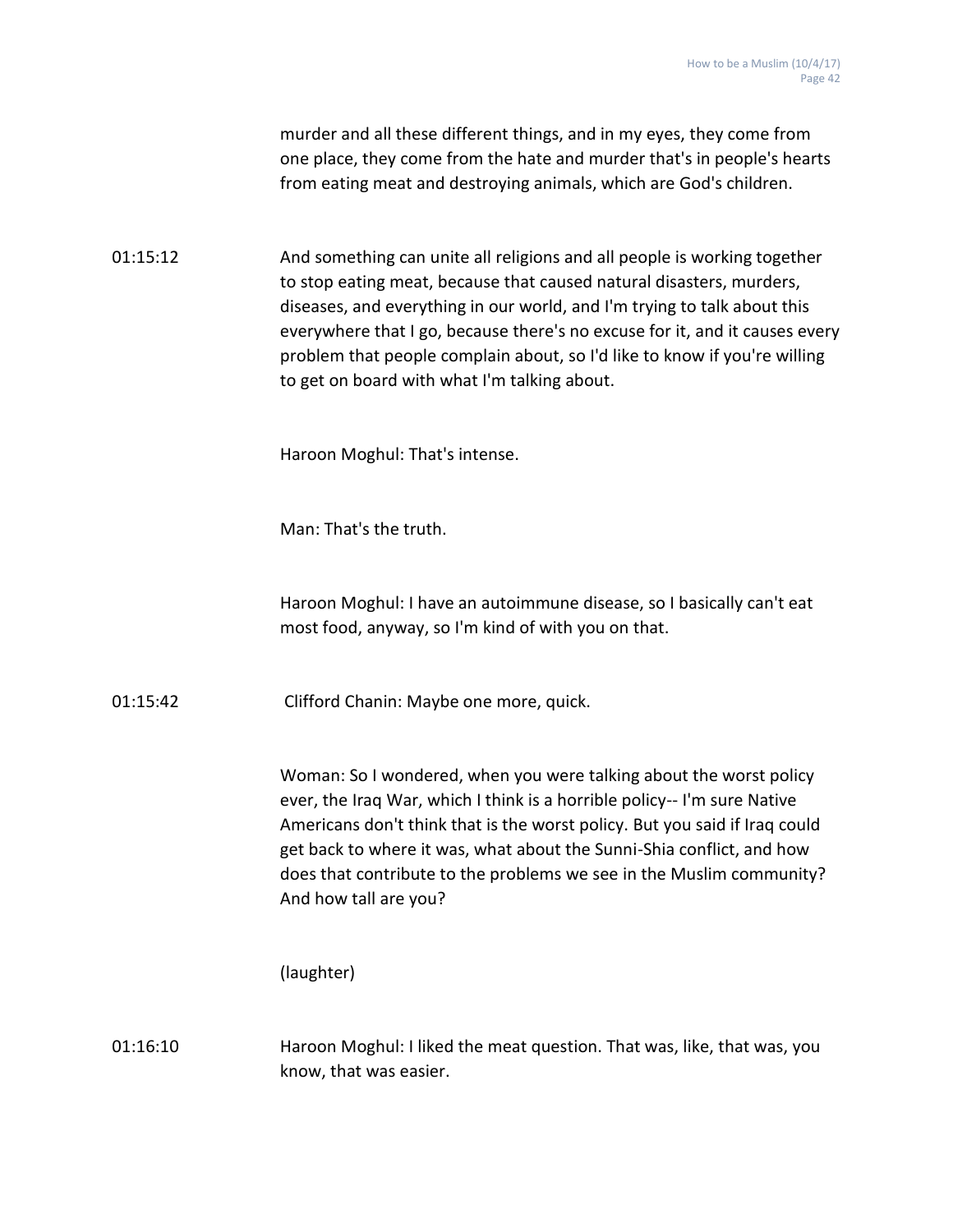murder and all these different things, and in my eyes, they come from one place, they come from the hate and murder that's in people's hearts from eating meat and destroying animals, which are God's children.

01:15:12 And something can unite all religions and all people is working together to stop eating meat, because that caused natural disasters, murders, diseases, and everything in our world, and I'm trying to talk about this everywhere that I go, because there's no excuse for it, and it causes every problem that people complain about, so I'd like to know if you're willing to get on board with what I'm talking about.

Haroon Moghul: That's intense.

Man: That's the truth.

Haroon Moghul: I have an autoimmune disease, so I basically can't eat most food, anyway, so I'm kind of with you on that.

01:15:42 Clifford Chanin: Maybe one more, quick.

Woman: So I wondered, when you were talking about the worst policy ever, the Iraq War, which I think is a horrible policy-- I'm sure Native Americans don't think that is the worst policy. But you said if Iraq could get back to where it was, what about the Sunni-Shia conflict, and how does that contribute to the problems we see in the Muslim community? And how tall are you?

(laughter)

01:16:10 Haroon Moghul: I liked the meat question. That was, like, that was, you know, that was easier.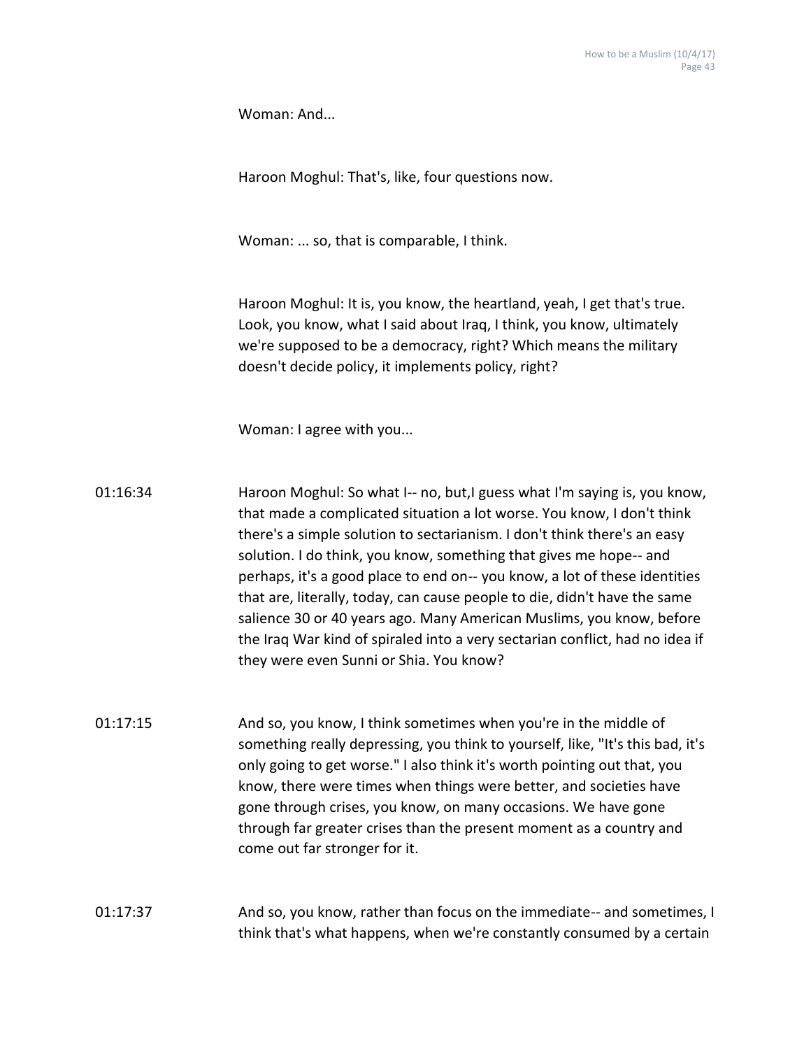Woman: And...

Haroon Moghul: That's, like, four questions now.

Woman: ... so, that is comparable, I think.

Haroon Moghul: It is, you know, the heartland, yeah, I get that's true. Look, you know, what I said about Iraq, I think, you know, ultimately we're supposed to be a democracy, right? Which means the military doesn't decide policy, it implements policy, right?

Woman: I agree with you...

01:16:34 Haroon Moghul: So what I-- no, but,I guess what I'm saying is, you know, that made a complicated situation a lot worse. You know, I don't think there's a simple solution to sectarianism. I don't think there's an easy solution. I do think, you know, something that gives me hope-- and perhaps, it's a good place to end on-- you know, a lot of these identities that are, literally, today, can cause people to die, didn't have the same salience 30 or 40 years ago. Many American Muslims, you know, before the Iraq War kind of spiraled into a very sectarian conflict, had no idea if they were even Sunni or Shia. You know?

01:17:15 And so, you know, I think sometimes when you're in the middle of something really depressing, you think to yourself, like, "It's this bad, it's only going to get worse." I also think it's worth pointing out that, you know, there were times when things were better, and societies have gone through crises, you know, on many occasions. We have gone through far greater crises than the present moment as a country and come out far stronger for it.

01:17:37 And so, you know, rather than focus on the immediate-- and sometimes, I think that's what happens, when we're constantly consumed by a certain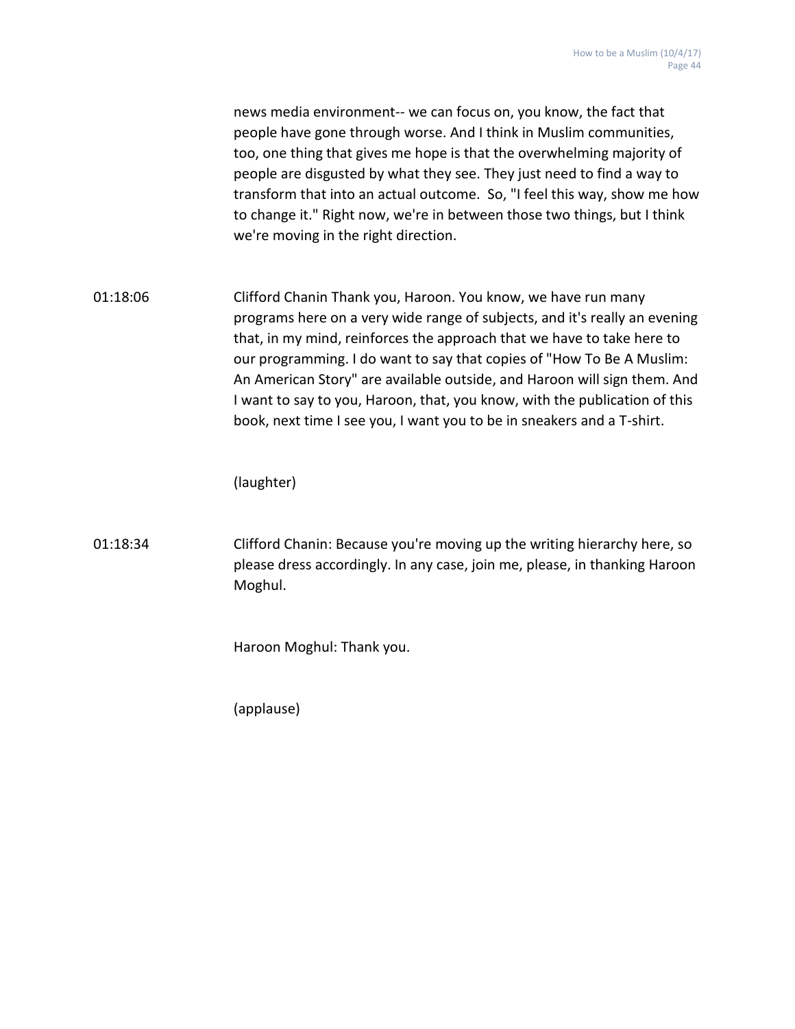news media environment-- we can focus on, you know, the fact that people have gone through worse. And I think in Muslim communities, too, one thing that gives me hope is that the overwhelming majority of people are disgusted by what they see. They just need to find a way to transform that into an actual outcome. So, "I feel this way, show me how to change it." Right now, we're in between those two things, but I think we're moving in the right direction.

01:18:06 Clifford Chanin Thank you, Haroon. You know, we have run many programs here on a very wide range of subjects, and it's really an evening that, in my mind, reinforces the approach that we have to take here to our programming. I do want to say that copies of "How To Be A Muslim: An American Story" are available outside, and Haroon will sign them. And I want to say to you, Haroon, that, you know, with the publication of this book, next time I see you, I want you to be in sneakers and a T-shirt.

(laughter)

01:18:34 Clifford Chanin: Because you're moving up the writing hierarchy here, so please dress accordingly. In any case, join me, please, in thanking Haroon Moghul.

Haroon Moghul: Thank you.

(applause)